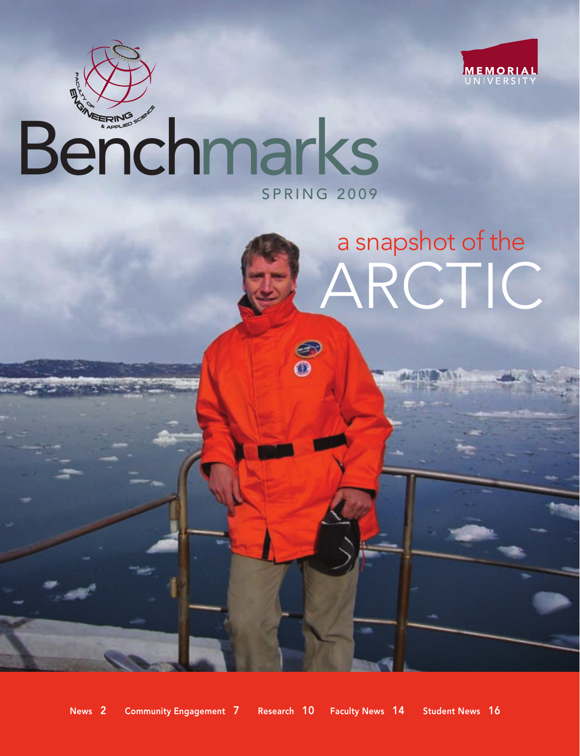FACULTY OF ENGINEERING & APPLIED SCIENCE

MEMORIAL UNIVERSITY

# Benchmarks

SPRING 2009

## a snapshot of the ARCTIC

News 2 | Community Engagement 7 | Research 10 | Faculty News 14 | Student News 16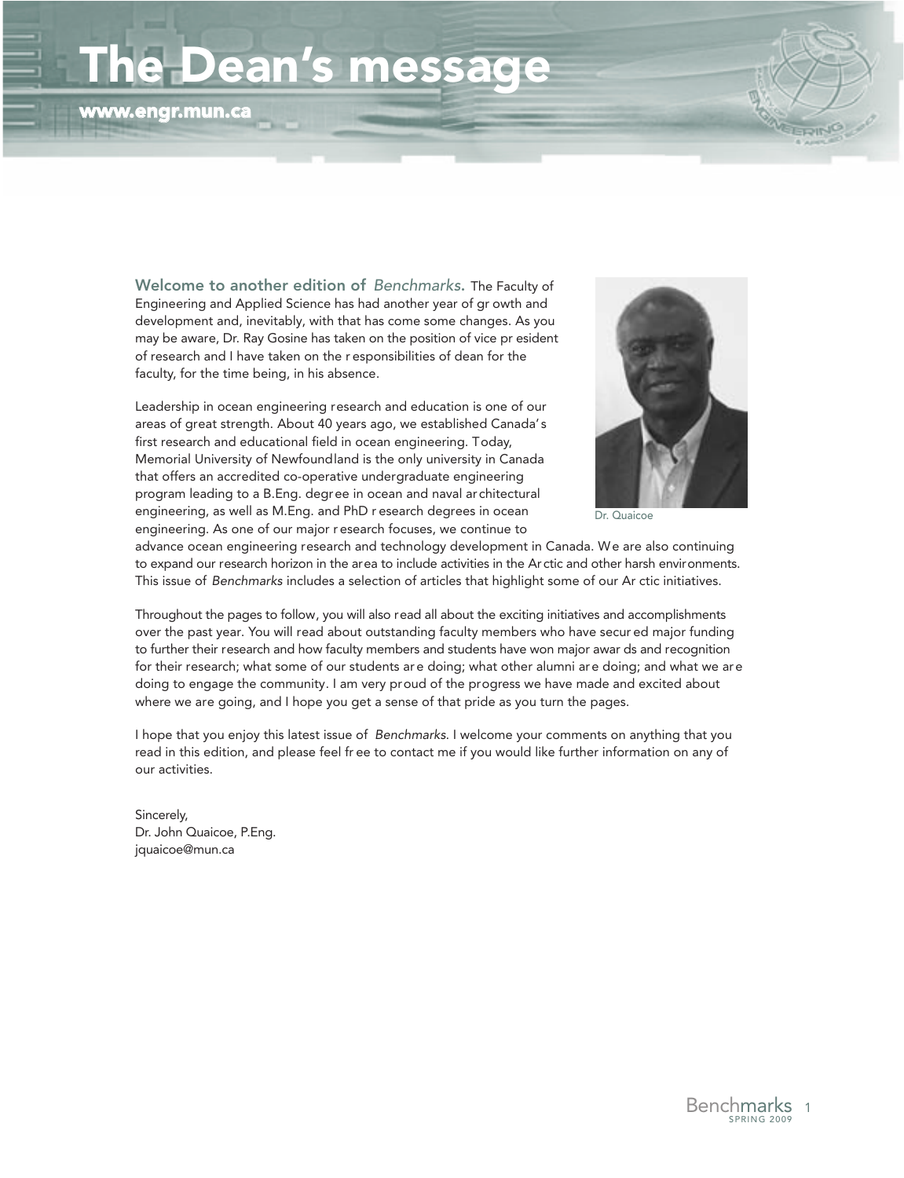# The Dean's message

www.engr.mun.ca

**Welcome to another edition of *Benchmarks*.** The Faculty of Engineering and Applied Science has had another year of growth and development and, inevitably, with that has come some changes. As you may be aware, Dr. Ray Gosine has taken on the position of vice president of research and I have taken on the responsibilities of dean for the faculty, for the time being, in his absence.

Dr. Quaicoe

Leadership in ocean engineering research and education is one of our areas of great strength. About 40 years ago, we established Canada's first research and educational field in ocean engineering. Today, Memorial University of Newfoundland is the only university in Canada that offers an accredited co-operative undergraduate engineering program leading to a B.Eng. degree in ocean and naval architectural engineering, as well as M.Eng. and PhD research degrees in ocean engineering. As one of our major research focuses, we continue to advance ocean engineering research and technology development in Canada. We are also continuing to expand our research horizon in the area to include activities in the Arctic and other harsh environments. This issue of *Benchmarks* includes a selection of articles that highlight some of our Arctic initiatives.

Throughout the pages to follow, you will also read all about the exciting initiatives and accomplishments over the past year. You will read about outstanding faculty members who have secured major funding to further their research and how faculty members and students have won major awards and recognition for their research; what some of our students are doing; what other alumni are doing; and what we are doing to engage the community. I am very proud of the progress we have made and excited about where we are going, and I hope you get a sense of that pride as you turn the pages.

I hope that you enjoy this latest issue of *Benchmarks*. I welcome your comments on anything that you read in this edition, and please feel free to contact me if you would like further information on any of our activities.

Sincerely,
Dr. John Quaicoe, P.Eng.
jquaicoe@mun.ca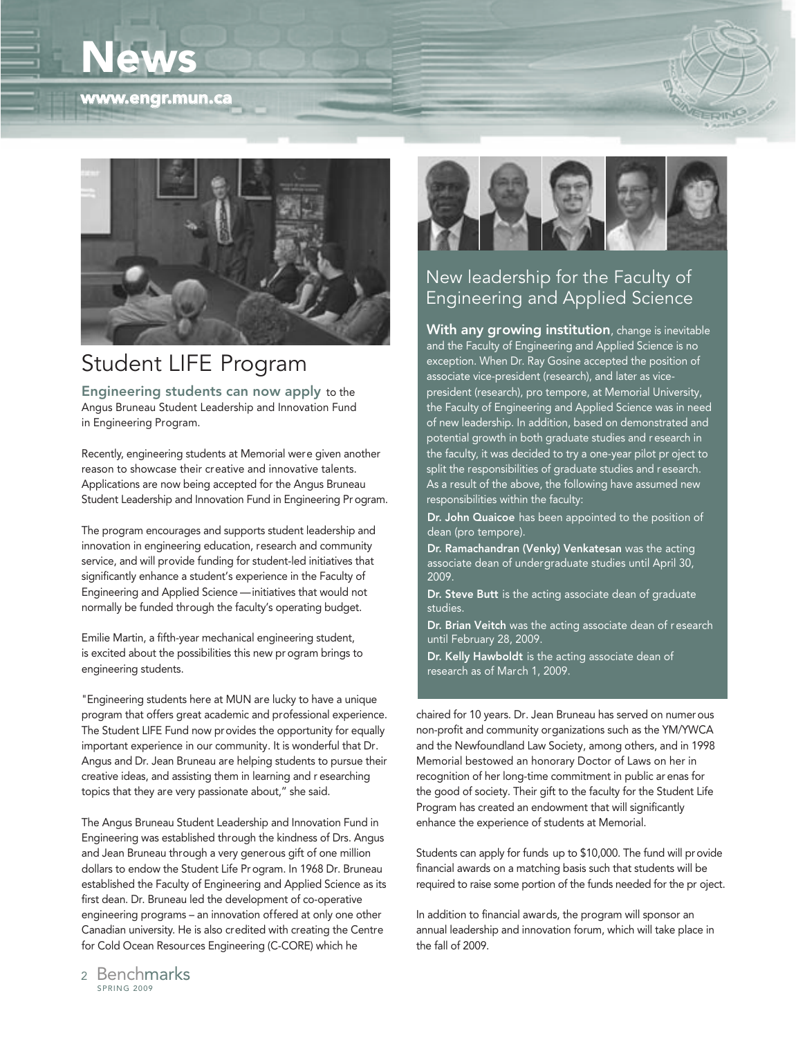# News

www.engr.mun.ca

## Student LIFE Program

**Engineering students can now apply** to the Angus Bruneau Student Leadership and Innovation Fund in Engineering Program.

Recently, engineering students at Memorial were given another reason to showcase their creative and innovative talents. Applications are now being accepted for the Angus Bruneau Student Leadership and Innovation Fund in Engineering Program.

The program encourages and supports student leadership and innovation in engineering education, research and community service, and will provide funding for student-led initiatives that significantly enhance a student's experience in the Faculty of Engineering and Applied Science — initiatives that would not normally be funded through the faculty's operating budget.

Emilie Martin, a fifth-year mechanical engineering student, is excited about the possibilities this new program brings to engineering students.

"Engineering students here at MUN are lucky to have a unique program that offers great academic and professional experience. The Student LIFE Fund now provides the opportunity for equally important experience in our community. It is wonderful that Dr. Angus and Dr. Jean Bruneau are helping students to pursue their creative ideas, and assisting them in learning and researching topics that they are very passionate about," she said.

The Angus Bruneau Student Leadership and Innovation Fund in Engineering was established through the kindness of Drs. Angus and Jean Bruneau through a very generous gift of one million dollars to endow the Student Life Program. In 1968 Dr. Bruneau established the Faculty of Engineering and Applied Science as its first dean. Dr. Bruneau led the development of co-operative engineering programs – an innovation offered at only one other Canadian university. He is also credited with creating the Centre for Cold Ocean Resources Engineering (C-CORE) which he chaired for 10 years. Dr. Jean Bruneau has served on numerous non-profit and community organizations such as the YM/YWCA and the Newfoundland Law Society, among others, and in 1998 Memorial bestowed an honorary Doctor of Laws on her in recognition of her long-time commitment in public arenas for the good of society. Their gift to the faculty for the Student Life Program has created an endowment that will significantly enhance the experience of students at Memorial.

Students can apply for funds up to $10,000. The fund will provide financial awards on a matching basis such that students will be required to raise some portion of the funds needed for the project.

In addition to financial awards, the program will sponsor an annual leadership and innovation forum, which will take place in the fall of 2009.

## New leadership for the Faculty of Engineering and Applied Science

**With any growing institution**, change is inevitable and the Faculty of Engineering and Applied Science is no exception. When Dr. Ray Gosine accepted the position of associate vice-president (research), and later as vice-president (research), pro tempore, at Memorial University, the Faculty of Engineering and Applied Science was in need of new leadership. In addition, based on demonstrated and potential growth in both graduate studies and research in the faculty, it was decided to try a one-year pilot project to split the responsibilities of graduate studies and research. As a result of the above, the following have assumed new responsibilities within the faculty:

**Dr. John Quaicoe** has been appointed to the position of dean (pro tempore).

**Dr. Ramachandran (Venky) Venkatesan** was the acting associate dean of undergraduate studies until April 30, 2009.

**Dr. Steve Butt** is the acting associate dean of graduate studies.

**Dr. Brian Veitch** was the acting associate dean of research until February 28, 2009.

**Dr. Kelly Hawboldt** is the acting associate dean of research as of March 1, 2009.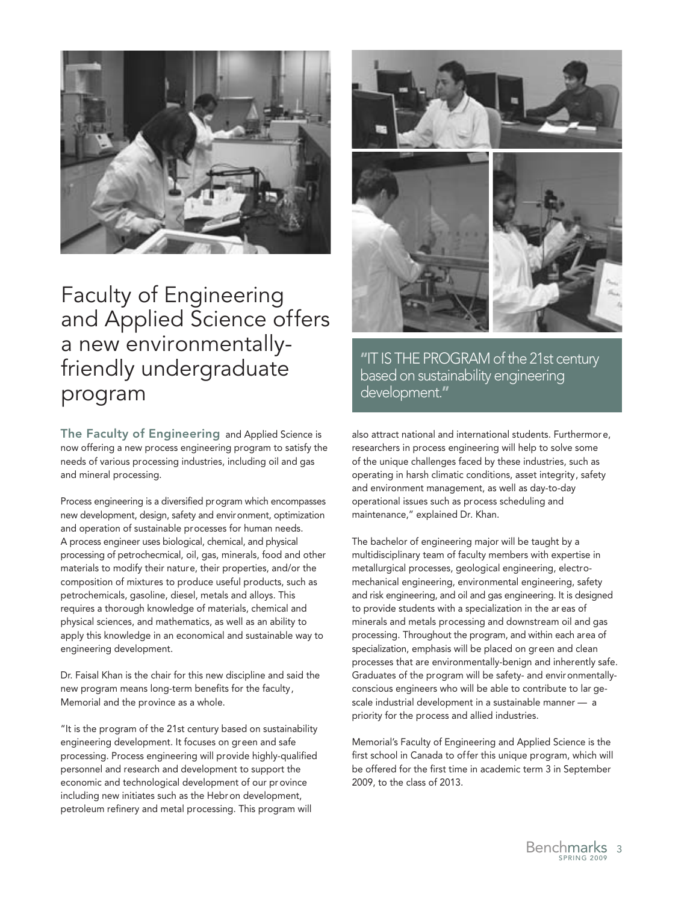# Faculty of Engineering and Applied Science offers a new environmentally-friendly undergraduate program

"IT IS THE PROGRAM of the 21st century based on sustainability engineering development."

**The Faculty of Engineering** and Applied Science is now offering a new process engineering program to satisfy the needs of various processing industries, including oil and gas and mineral processing.

Process engineering is a diversified program which encompasses new development, design, safety and environment, optimization and operation of sustainable processes for human needs. A process engineer uses biological, chemical, and physical processing of petrochecmical, oil, gas, minerals, food and other materials to modify their nature, their properties, and/or the composition of mixtures to produce useful products, such as petrochemicals, gasoline, diesel, metals and alloys. This requires a thorough knowledge of materials, chemical and physical sciences, and mathematics, as well as an ability to apply this knowledge in an economical and sustainable way to engineering development.

Dr. Faisal Khan is the chair for this new discipline and said the new program means long-term benefits for the faculty, Memorial and the province as a whole.

"It is the program of the 21st century based on sustainability engineering development. It focuses on green and safe processing. Process engineering will provide highly-qualified personnel and research and development to support the economic and technological development of our province including new initiates such as the Hebron development, petroleum refinery and metal processing. This program will also attract national and international students. Furthermore, researchers in process engineering will help to solve some of the unique challenges faced by these industries, such as operating in harsh climatic conditions, asset integrity, safety and environment management, as well as day-to-day operational issues such as process scheduling and maintenance," explained Dr. Khan.

The bachelor of engineering major will be taught by a multidisciplinary team of faculty members with expertise in metallurgical processes, geological engineering, electro-mechanical engineering, environmental engineering, safety and risk engineering, and oil and gas engineering. It is designed to provide students with a specialization in the areas of minerals and metals processing and downstream oil and gas processing. Throughout the program, and within each area of specialization, emphasis will be placed on green and clean processes that are environmentally-benign and inherently safe. Graduates of the program will be safety- and environmentally-conscious engineers who will be able to contribute to large-scale industrial development in a sustainable manner — a priority for the process and allied industries.

Memorial's Faculty of Engineering and Applied Science is the first school in Canada to offer this unique program, which will be offered for the first time in academic term 3 in September 2009, to the class of 2013.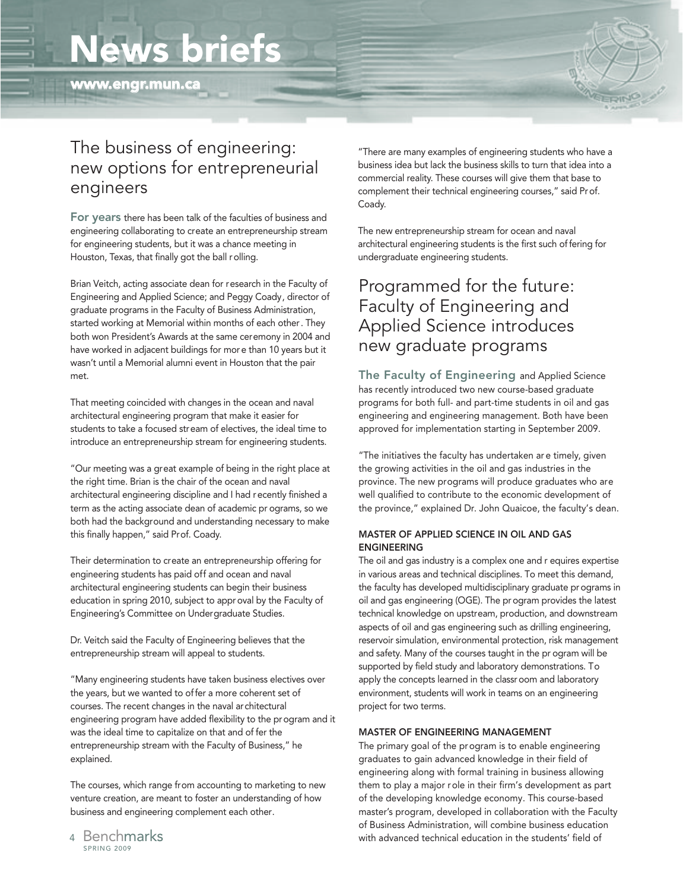# News briefs

www.engr.mun.ca

## The business of engineering: new options for entrepreneurial engineers

**For years** there has been talk of the faculties of business and engineering collaborating to create an entrepreneurship stream for engineering students, but it was a chance meeting in Houston, Texas, that finally got the ball rolling.

Brian Veitch, acting associate dean for research in the Faculty of Engineering and Applied Science; and Peggy Coady, director of graduate programs in the Faculty of Business Administration, started working at Memorial within months of each other. They both won President's Awards at the same ceremony in 2004 and have worked in adjacent buildings for more than 10 years but it wasn't until a Memorial alumni event in Houston that the pair met.

That meeting coincided with changes in the ocean and naval architectural engineering program that make it easier for students to take a focused stream of electives, the ideal time to introduce an entrepreneurship stream for engineering students.

"Our meeting was a great example of being in the right place at the right time. Brian is the chair of the ocean and naval architectural engineering discipline and I had recently finished a term as the acting associate dean of academic programs, so we both had the background and understanding necessary to make this finally happen," said Prof. Coady.

Their determination to create an entrepreneurship offering for engineering students has paid off and ocean and naval architectural engineering students can begin their business education in spring 2010, subject to approval by the Faculty of Engineering's Committee on Undergraduate Studies.

Dr. Veitch said the Faculty of Engineering believes that the entrepreneurship stream will appeal to students.

"Many engineering students have taken business electives over the years, but we wanted to offer a more coherent set of courses. The recent changes in the naval architectural engineering program have added flexibility to the program and it was the ideal time to capitalize on that and offer the entrepreneurship stream with the Faculty of Business," he explained.

The courses, which range from accounting to marketing to new venture creation, are meant to foster an understanding of how business and engineering complement each other.

"There are many examples of engineering students who have a business idea but lack the business skills to turn that idea into a commercial reality. These courses will give them that base to complement their technical engineering courses," said Prof. Coady.

The new entrepreneurship stream for ocean and naval architectural engineering students is the first such offering for undergraduate engineering students.

## Programmed for the future: Faculty of Engineering and Applied Science introduces new graduate programs

**The Faculty of Engineering** and Applied Science has recently introduced two new course-based graduate programs for both full- and part-time students in oil and gas engineering and engineering management. Both have been approved for implementation starting in September 2009.

"The initiatives the faculty has undertaken are timely, given the growing activities in the oil and gas industries in the province. The new programs will produce graduates who are well qualified to contribute to the economic development of the province," explained Dr. John Quaicoe, the faculty's dean.

### MASTER OF APPLIED SCIENCE IN OIL AND GAS ENGINEERING

The oil and gas industry is a complex one and requires expertise in various areas and technical disciplines. To meet this demand, the faculty has developed multidisciplinary graduate programs in oil and gas engineering (OGE). The program provides the latest technical knowledge on upstream, production, and downstream aspects of oil and gas engineering such as drilling engineering, reservoir simulation, environmental protection, risk management and safety. Many of the courses taught in the program will be supported by field study and laboratory demonstrations. To apply the concepts learned in the classroom and laboratory environment, students will work in teams on an engineering project for two terms.

### MASTER OF ENGINEERING MANAGEMENT

The primary goal of the program is to enable engineering graduates to gain advanced knowledge in their field of engineering along with formal training in business allowing them to play a major role in their firm's development as part of the developing knowledge economy. This course-based master's program, developed in collaboration with the Faculty of Business Administration, will combine business education with advanced technical education in the students' field of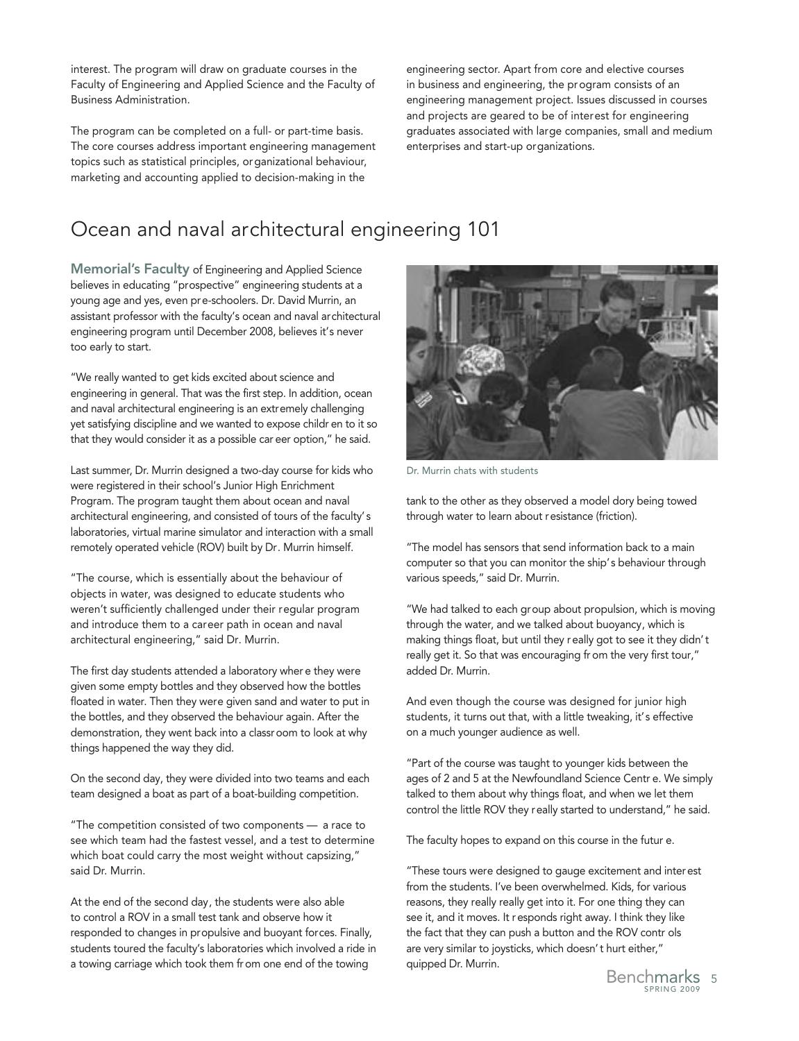interest. The program will draw on graduate courses in the Faculty of Engineering and Applied Science and the Faculty of Business Administration.

The program can be completed on a full- or part-time basis. The core courses address important engineering management topics such as statistical principles, organizational behaviour, marketing and accounting applied to decision-making in the engineering sector. Apart from core and elective courses in business and engineering, the program consists of an engineering management project. Issues discussed in courses and projects are geared to be of interest for engineering graduates associated with large companies, small and medium enterprises and start-up organizations.

# Ocean and naval architectural engineering 101

**Memorial's Faculty** of Engineering and Applied Science believes in educating "prospective" engineering students at a young age and yes, even pre-schoolers. Dr. David Murrin, an assistant professor with the faculty's ocean and naval architectural engineering program until December 2008, believes it's never too early to start.

"We really wanted to get kids excited about science and engineering in general. That was the first step. In addition, ocean and naval architectural engineering is an extremely challenging yet satisfying discipline and we wanted to expose children to it so that they would consider it as a possible career option," he said.

Last summer, Dr. Murrin designed a two-day course for kids who were registered in their school's Junior High Enrichment Program. The program taught them about ocean and naval architectural engineering, and consisted of tours of the faculty's laboratories, virtual marine simulator and interaction with a small remotely operated vehicle (ROV) built by Dr. Murrin himself.

"The course, which is essentially about the behaviour of objects in water, was designed to educate students who weren't sufficiently challenged under their regular program and introduce them to a career path in ocean and naval architectural engineering," said Dr. Murrin.

The first day students attended a laboratory where they were given some empty bottles and they observed how the bottles floated in water. Then they were given sand and water to put in the bottles, and they observed the behaviour again. After the demonstration, they went back into a classroom to look at why things happened the way they did.

On the second day, they were divided into two teams and each team designed a boat as part of a boat-building competition.

"The competition consisted of two components — a race to see which team had the fastest vessel, and a test to determine which boat could carry the most weight without capsizing," said Dr. Murrin.

At the end of the second day, the students were also able to control a ROV in a small test tank and observe how it responded to changes in propulsive and buoyant forces. Finally, students toured the faculty's laboratories which involved a ride in a towing carriage which took them from one end of the towing tank to the other as they observed a model dory being towed through water to learn about resistance (friction).

Dr. Murrin chats with students

"The model has sensors that send information back to a main computer so that you can monitor the ship's behaviour through various speeds," said Dr. Murrin.

"We had talked to each group about propulsion, which is moving through the water, and we talked about buoyancy, which is making things float, but until they really got to see it they didn't really get it. So that was encouraging from the very first tour," added Dr. Murrin.

And even though the course was designed for junior high students, it turns out that, with a little tweaking, it's effective on a much younger audience as well.

"Part of the course was taught to younger kids between the ages of 2 and 5 at the Newfoundland Science Centre. We simply talked to them about why things float, and when we let them control the little ROV they really started to understand," he said.

The faculty hopes to expand on this course in the future.

"These tours were designed to gauge excitement and interest from the students. I've been overwhelmed. Kids, for various reasons, they really really get into it. For one thing they can see it, and it moves. It responds right away. I think they like the fact that they can push a button and the ROV controls are very similar to joysticks, which doesn't hurt either," quipped Dr. Murrin.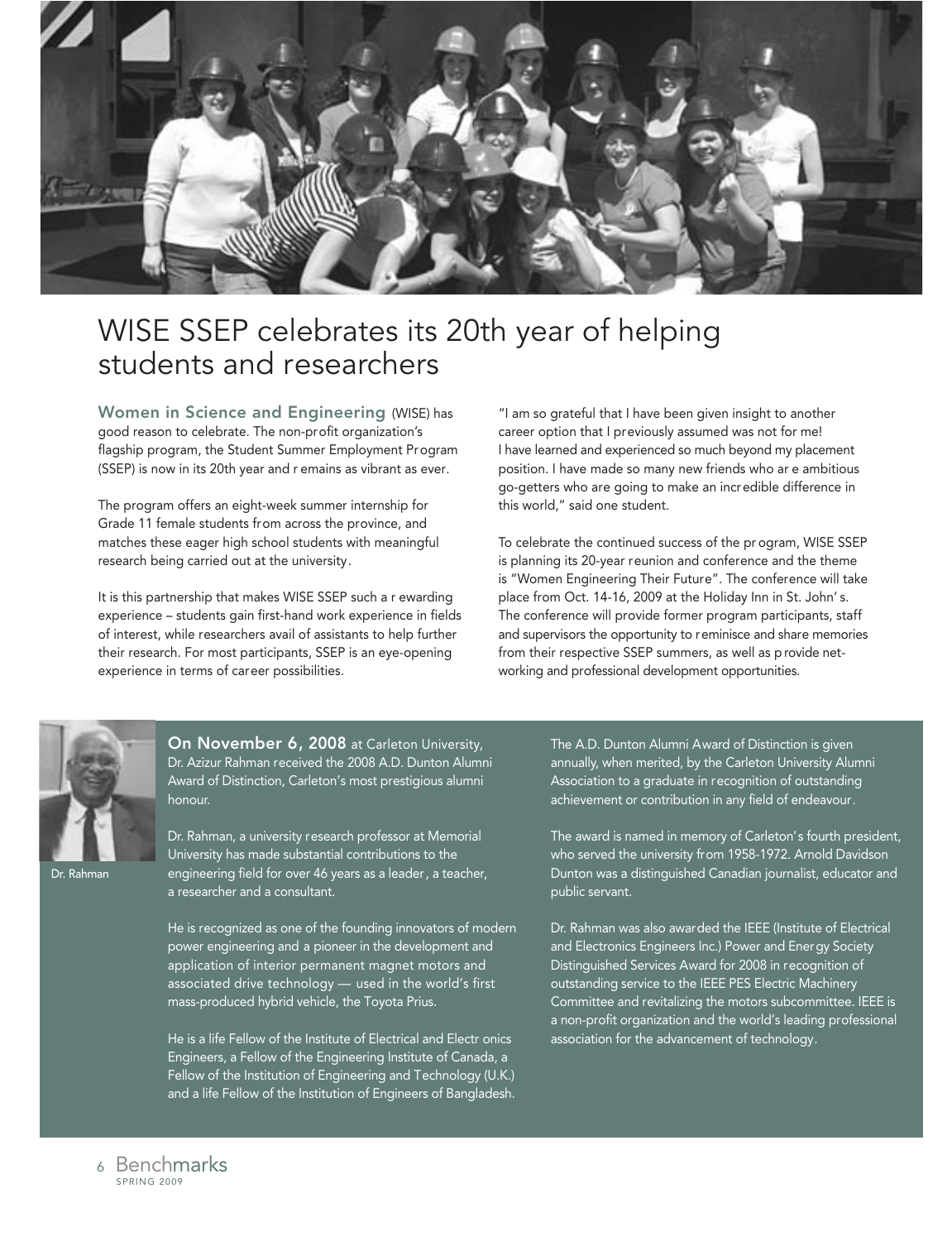# WISE SSEP celebrates its 20th year of helping students and researchers

**Women in Science and Engineering** (WISE) has good reason to celebrate. The non-profit organization's flagship program, the Student Summer Employment Program (SSEP) is now in its 20th year and remains as vibrant as ever.

The program offers an eight-week summer internship for Grade 11 female students from across the province, and matches these eager high school students with meaningful research being carried out at the university.

It is this partnership that makes WISE SSEP such a rewarding experience – students gain first-hand work experience in fields of interest, while researchers avail of assistants to help further their research. For most participants, SSEP is an eye-opening experience in terms of career possibilities.

"I am so grateful that I have been given insight to another career option that I previously assumed was not for me! I have learned and experienced so much beyond my placement position. I have made so many new friends who are ambitious go-getters who are going to make an incredible difference in this world," said one student.

To celebrate the continued success of the program, WISE SSEP is planning its 20-year reunion and conference and the theme is "Women Engineering Their Future". The conference will take place from Oct. 14-16, 2009 at the Holiday Inn in St. John's. The conference will provide former program participants, staff and supervisors the opportunity to reminisce and share memories from their respective SSEP summers, as well as provide networking and professional development opportunities.

Dr. Rahman

**On November 6, 2008** at Carleton University, Dr. Azizur Rahman received the 2008 A.D. Dunton Alumni Award of Distinction, Carleton's most prestigious alumni honour.

Dr. Rahman, a university research professor at Memorial University has made substantial contributions to the engineering field for over 46 years as a leader, a teacher, a researcher and a consultant.

He is recognized as one of the founding innovators of modern power engineering and a pioneer in the development and application of interior permanent magnet motors and associated drive technology — used in the world's first mass-produced hybrid vehicle, the Toyota Prius.

He is a life Fellow of the Institute of Electrical and Electronics Engineers, a Fellow of the Engineering Institute of Canada, a Fellow of the Institution of Engineering and Technology (U.K.) and a life Fellow of the Institution of Engineers of Bangladesh.

The A.D. Dunton Alumni Award of Distinction is given annually, when merited, by the Carleton University Alumni Association to a graduate in recognition of outstanding achievement or contribution in any field of endeavour.

The award is named in memory of Carleton's fourth president, who served the university from 1958-1972. Arnold Davidson Dunton was a distinguished Canadian journalist, educator and public servant.

Dr. Rahman was also awarded the IEEE (Institute of Electrical and Electronics Engineers Inc.) Power and Energy Society Distinguished Services Award for 2008 in recognition of outstanding service to the IEEE PES Electric Machinery Committee and revitalizing the motors subcommittee. IEEE is a non-profit organization and the world's leading professional association for the advancement of technology.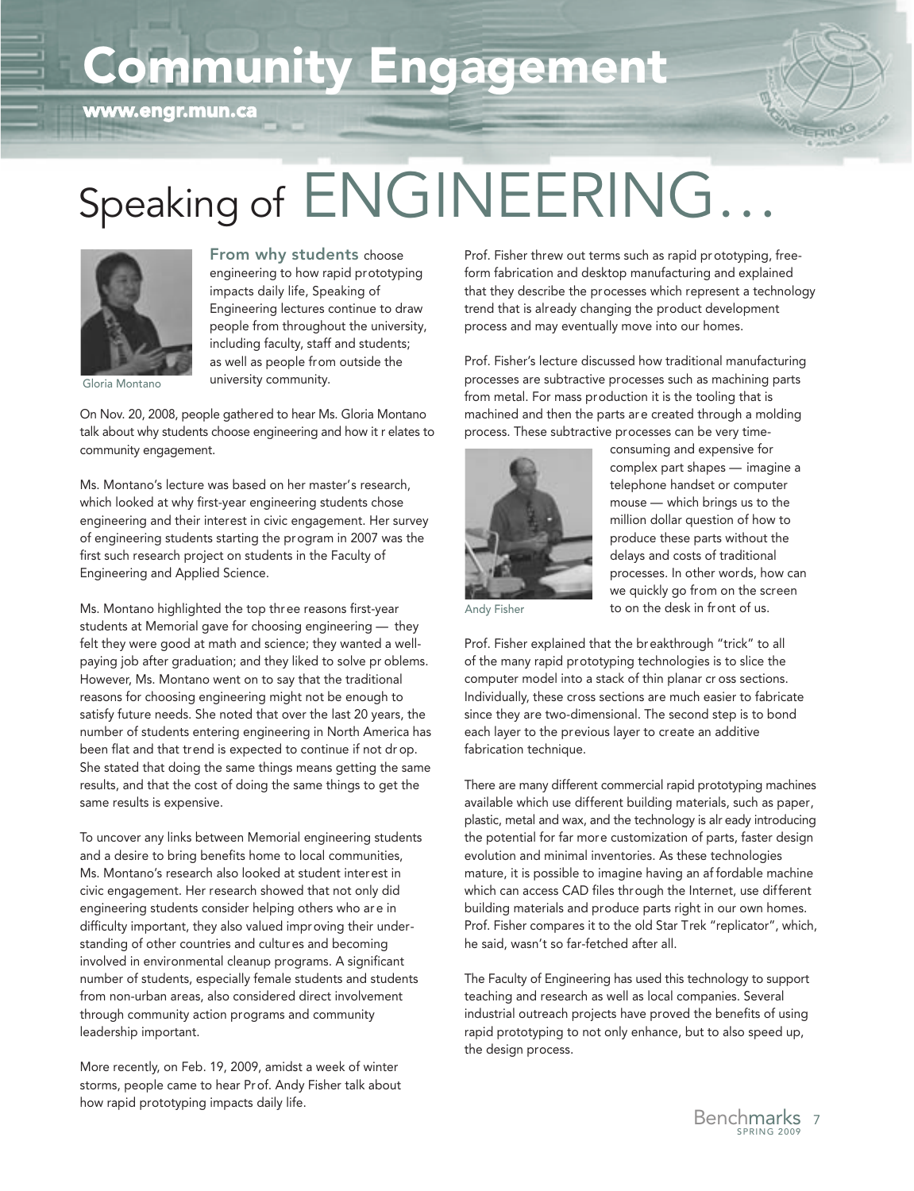# Community Engagement

www.engr.mun.ca

## Speaking of ENGINEERING…

Gloria Montano

**From why students** choose engineering to how rapid prototyping impacts daily life, Speaking of Engineering lectures continue to draw people from throughout the university, including faculty, staff and students; as well as people from outside the university community.

On Nov. 20, 2008, people gathered to hear Ms. Gloria Montano talk about why students choose engineering and how it relates to community engagement.

Ms. Montano's lecture was based on her master's research, which looked at why first-year engineering students chose engineering and their interest in civic engagement. Her survey of engineering students starting the program in 2007 was the first such research project on students in the Faculty of Engineering and Applied Science.

Ms. Montano highlighted the top three reasons first-year students at Memorial gave for choosing engineering — they felt they were good at math and science; they wanted a well-paying job after graduation; and they liked to solve problems. However, Ms. Montano went on to say that the traditional reasons for choosing engineering might not be enough to satisfy future needs. She noted that over the last 20 years, the number of students entering engineering in North America has been flat and that trend is expected to continue if not drop. She stated that doing the same things means getting the same results, and that the cost of doing the same things to get the same results is expensive.

To uncover any links between Memorial engineering students and a desire to bring benefits home to local communities, Ms. Montano's research also looked at student interest in civic engagement. Her research showed that not only did engineering students consider helping others who are in difficulty important, they also valued improving their understanding of other countries and cultures and becoming involved in environmental cleanup programs. A significant number of students, especially female students and students from non-urban areas, also considered direct involvement through community action programs and community leadership important.

More recently, on Feb. 19, 2009, amidst a week of winter storms, people came to hear Prof. Andy Fisher talk about how rapid prototyping impacts daily life.

Prof. Fisher threw out terms such as rapid prototyping, free-form fabrication and desktop manufacturing and explained that they describe the processes which represent a technology trend that is already changing the product development process and may eventually move into our homes.

Prof. Fisher's lecture discussed how traditional manufacturing processes are subtractive processes such as machining parts from metal. For mass production it is the tooling that is machined and then the parts are created through a molding process. These subtractive processes can be very time-consuming and expensive for complex part shapes — imagine a telephone handset or computer mouse — which brings us to the million dollar question of how to produce these parts without the delays and costs of traditional processes. In other words, how can we quickly go from on the screen to on the desk in front of us.

Andy Fisher

Prof. Fisher explained that the breakthrough "trick" to all of the many rapid prototyping technologies is to slice the computer model into a stack of thin planar cross sections. Individually, these cross sections are much easier to fabricate since they are two-dimensional. The second step is to bond each layer to the previous layer to create an additive fabrication technique.

There are many different commercial rapid prototyping machines available which use different building materials, such as paper, plastic, metal and wax, and the technology is already introducing the potential for far more customization of parts, faster design evolution and minimal inventories. As these technologies mature, it is possible to imagine having an affordable machine which can access CAD files through the Internet, use different building materials and produce parts right in our own homes. Prof. Fisher compares it to the old Star Trek "replicator", which, he said, wasn't so far-fetched after all.

The Faculty of Engineering has used this technology to support teaching and research as well as local companies. Several industrial outreach projects have proved the benefits of using rapid prototyping to not only enhance, but to also speed up, the design process.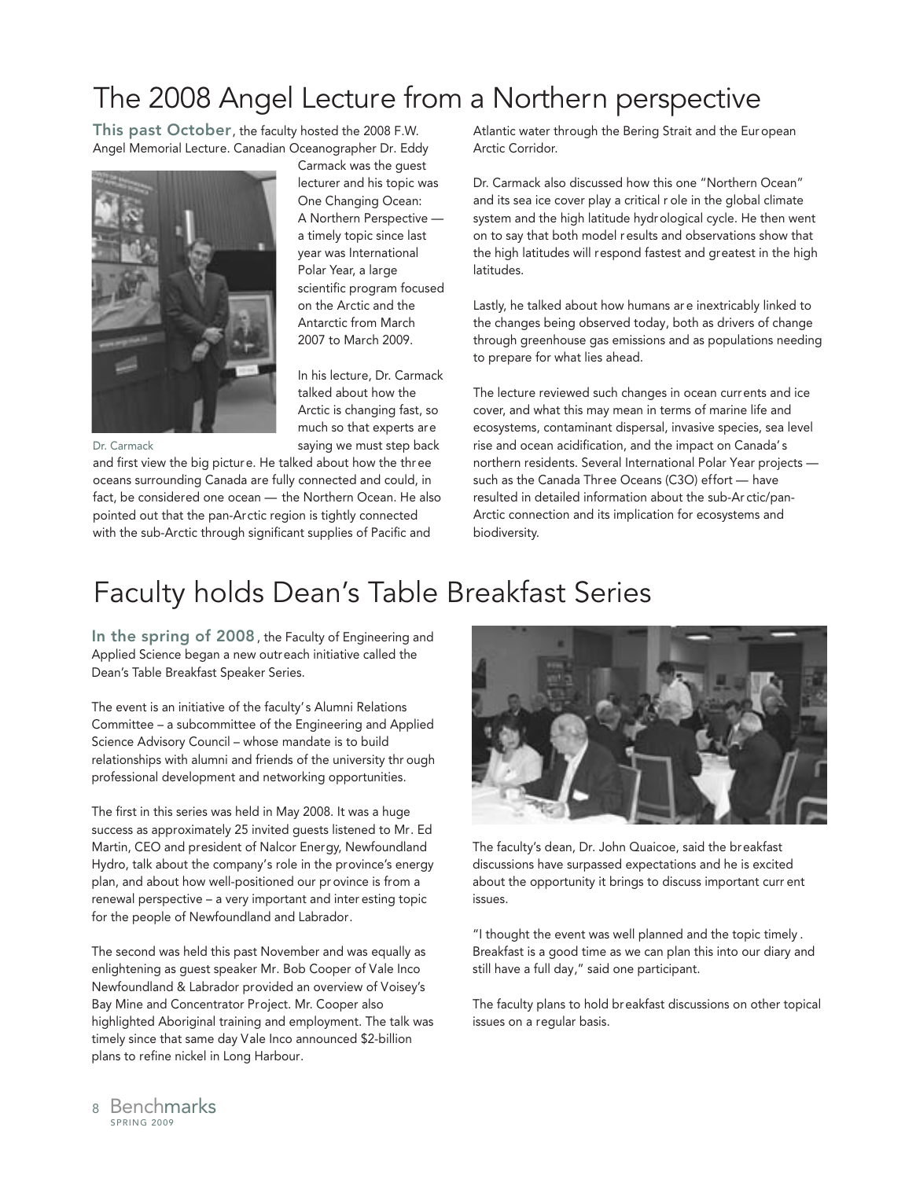# The 2008 Angel Lecture from a Northern perspective

**This past October**, the faculty hosted the 2008 F.W. Angel Memorial Lecture. Canadian Oceanographer Dr. Eddy Carmack was the guest lecturer and his topic was One Changing Ocean: A Northern Perspective — a timely topic since last year was International Polar Year, a large scientific program focused on the Arctic and the Antarctic from March 2007 to March 2009.

Dr. Carmack

In his lecture, Dr. Carmack talked about how the Arctic is changing fast, so much so that experts are saying we must step back and first view the big picture. He talked about how the three oceans surrounding Canada are fully connected and could, in fact, be considered one ocean — the Northern Ocean. He also pointed out that the pan-Arctic region is tightly connected with the sub-Arctic through significant supplies of Pacific and Atlantic water through the Bering Strait and the European Arctic Corridor.

Dr. Carmack also discussed how this one "Northern Ocean" and its sea ice cover play a critical role in the global climate system and the high latitude hydrological cycle. He then went on to say that both model results and observations show that the high latitudes will respond fastest and greatest in the high latitudes.

Lastly, he talked about how humans are inextricably linked to the changes being observed today, both as drivers of change through greenhouse gas emissions and as populations needing to prepare for what lies ahead.

The lecture reviewed such changes in ocean currents and ice cover, and what this may mean in terms of marine life and ecosystems, contaminant dispersal, invasive species, sea level rise and ocean acidification, and the impact on Canada's northern residents. Several International Polar Year projects — such as the Canada Three Oceans (C3O) effort — have resulted in detailed information about the sub-Arctic/pan-Arctic connection and its implication for ecosystems and biodiversity.

# Faculty holds Dean's Table Breakfast Series

**In the spring of 2008**, the Faculty of Engineering and Applied Science began a new outreach initiative called the Dean's Table Breakfast Speaker Series.

The event is an initiative of the faculty's Alumni Relations Committee – a subcommittee of the Engineering and Applied Science Advisory Council – whose mandate is to build relationships with alumni and friends of the university through professional development and networking opportunities.

The first in this series was held in May 2008. It was a huge success as approximately 25 invited guests listened to Mr. Ed Martin, CEO and president of Nalcor Energy, Newfoundland Hydro, talk about the company's role in the province's energy plan, and about how well-positioned our province is from a renewal perspective – a very important and interesting topic for the people of Newfoundland and Labrador.

The second was held this past November and was equally as enlightening as guest speaker Mr. Bob Cooper of Vale Inco Newfoundland & Labrador provided an overview of Voisey's Bay Mine and Concentrator Project. Mr. Cooper also highlighted Aboriginal training and employment. The talk was timely since that same day Vale Inco announced $2-billion plans to refine nickel in Long Harbour.

The faculty's dean, Dr. John Quaicoe, said the breakfast discussions have surpassed expectations and he is excited about the opportunity it brings to discuss important current issues.

"I thought the event was well planned and the topic timely. Breakfast is a good time as we can plan this into our diary and still have a full day," said one participant.

The faculty plans to hold breakfast discussions on other topical issues on a regular basis.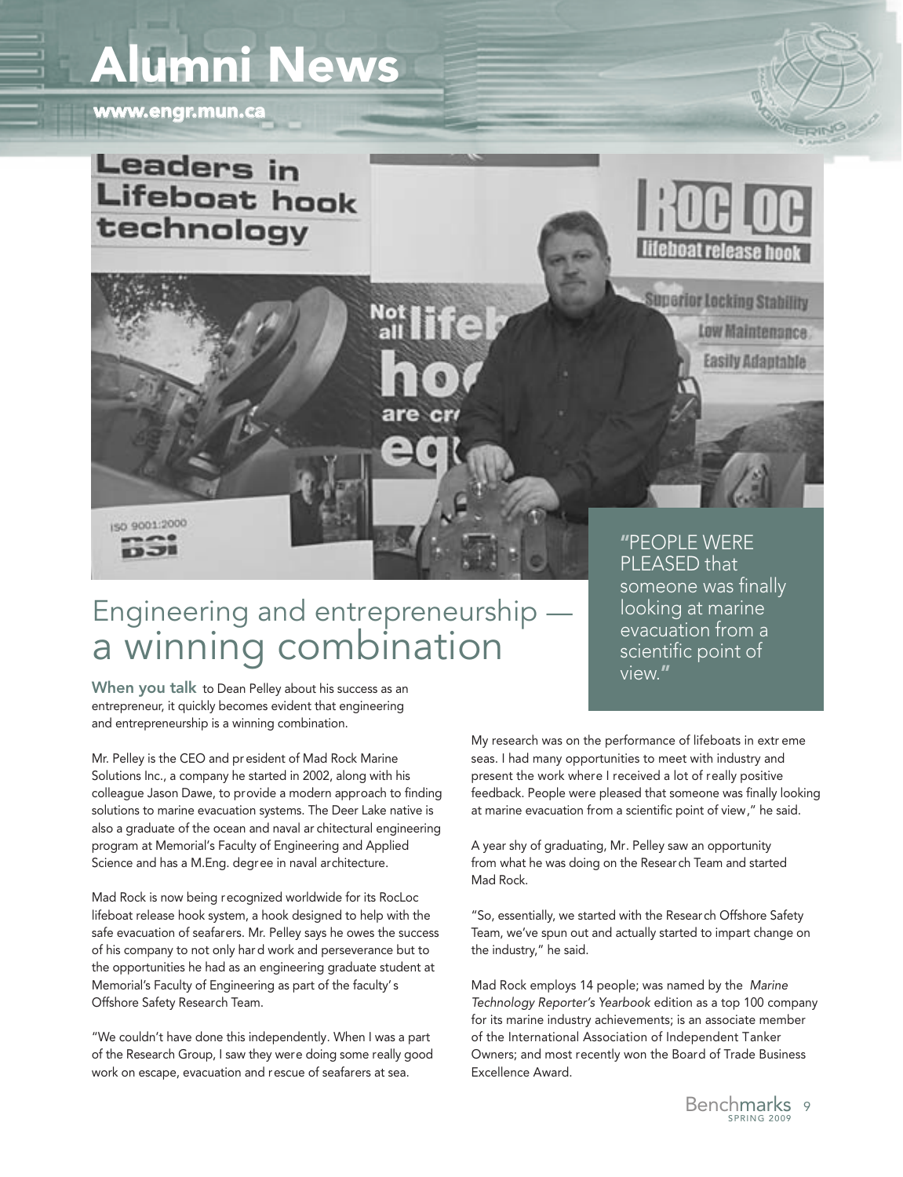## Leaders in Lifeboat hook technology

# Engineering and entrepreneurship — a winning combination

**When you talk** to Dean Pelley about his success as an entrepreneur, it quickly becomes evident that engineering and entrepreneurship is a winning combination.

Mr. Pelley is the CEO and president of Mad Rock Marine Solutions Inc., a company he started in 2002, along with his colleague Jason Dawe, to provide a modern approach to finding solutions to marine evacuation systems. The Deer Lake native is also a graduate of the ocean and naval architectural engineering program at Memorial's Faculty of Engineering and Applied Science and has a M.Eng. degree in naval architecture.

Mad Rock is now being recognized worldwide for its RocLoc lifeboat release hook system, a hook designed to help with the safe evacuation of seafarers. Mr. Pelley says he owes the success of his company to not only hard work and perseverance but to the opportunities he had as an engineering graduate student at Memorial's Faculty of Engineering as part of the faculty's Offshore Safety Research Team.

"We couldn't have done this independently. When I was a part of the Research Group, I saw they were doing some really good work on escape, evacuation and rescue of seafarers at sea. My research was on the performance of lifeboats in extreme seas. I had many opportunities to meet with industry and present the work where I received a lot of really positive feedback. People were pleased that someone was finally looking at marine evacuation from a scientific point of view," he said.

> "PEOPLE WERE PLEASED that someone was finally looking at marine evacuation from a scientific point of view."

A year shy of graduating, Mr. Pelley saw an opportunity from what he was doing on the Research Team and started Mad Rock.

"So, essentially, we started with the Research Offshore Safety Team, we've spun out and actually started to impart change on the industry," he said.

Mad Rock employs 14 people; was named by the *Marine Technology Reporter's Yearbook* edition as a top 100 company for its marine industry achievements; is an associate member of the International Association of Independent Tanker Owners; and most recently won the Board of Trade Business Excellence Award.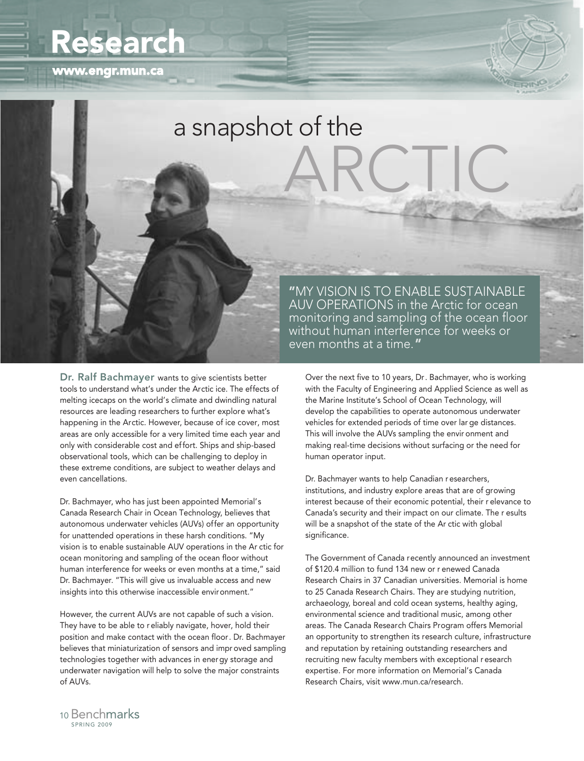# a snapshot of the ARCTIC

> "MY VISION IS TO ENABLE SUSTAINABLE AUV OPERATIONS in the Arctic for ocean monitoring and sampling of the ocean floor without human interference for weeks or even months at a time."

**Dr. Ralf Bachmayer** wants to give scientists better tools to understand what's under the Arctic ice. The effects of melting icecaps on the world's climate and dwindling natural resources are leading researchers to further explore what's happening in the Arctic. However, because of ice cover, most areas are only accessible for a very limited time each year and only with considerable cost and effort. Ships and ship-based observational tools, which can be challenging to deploy in these extreme conditions, are subject to weather delays and even cancellations.

Dr. Bachmayer, who has just been appointed Memorial's Canada Research Chair in Ocean Technology, believes that autonomous underwater vehicles (AUVs) offer an opportunity for unattended operations in these harsh conditions. "My vision is to enable sustainable AUV operations in the Arctic for ocean monitoring and sampling of the ocean floor without human interference for weeks or even months at a time," said Dr. Bachmayer. "This will give us invaluable access and new insights into this otherwise inaccessible environment."

However, the current AUVs are not capable of such a vision. They have to be able to reliably navigate, hover, hold their position and make contact with the ocean floor. Dr. Bachmayer believes that miniaturization of sensors and improved sampling technologies together with advances in energy storage and underwater navigation will help to solve the major constraints of AUVs.

Over the next five to 10 years, Dr. Bachmayer, who is working with the Faculty of Engineering and Applied Science as well as the Marine Institute's School of Ocean Technology, will develop the capabilities to operate autonomous underwater vehicles for extended periods of time over large distances. This will involve the AUVs sampling the environment and making real-time decisions without surfacing or the need for human operator input.

Dr. Bachmayer wants to help Canadian researchers, institutions, and industry explore areas that are of growing interest because of their economic potential, their relevance to Canada's security and their impact on our climate. The results will be a snapshot of the state of the Arctic with global significance.

The Government of Canada recently announced an investment of $120.4 million to fund 134 new or renewed Canada Research Chairs in 37 Canadian universities. Memorial is home to 25 Canada Research Chairs. They are studying nutrition, archaeology, boreal and cold ocean systems, healthy aging, environmental science and traditional music, among other areas. The Canada Research Chairs Program offers Memorial an opportunity to strengthen its research culture, infrastructure and reputation by retaining outstanding researchers and recruiting new faculty members with exceptional research expertise. For more information on Memorial's Canada Research Chairs, visit www.mun.ca/research.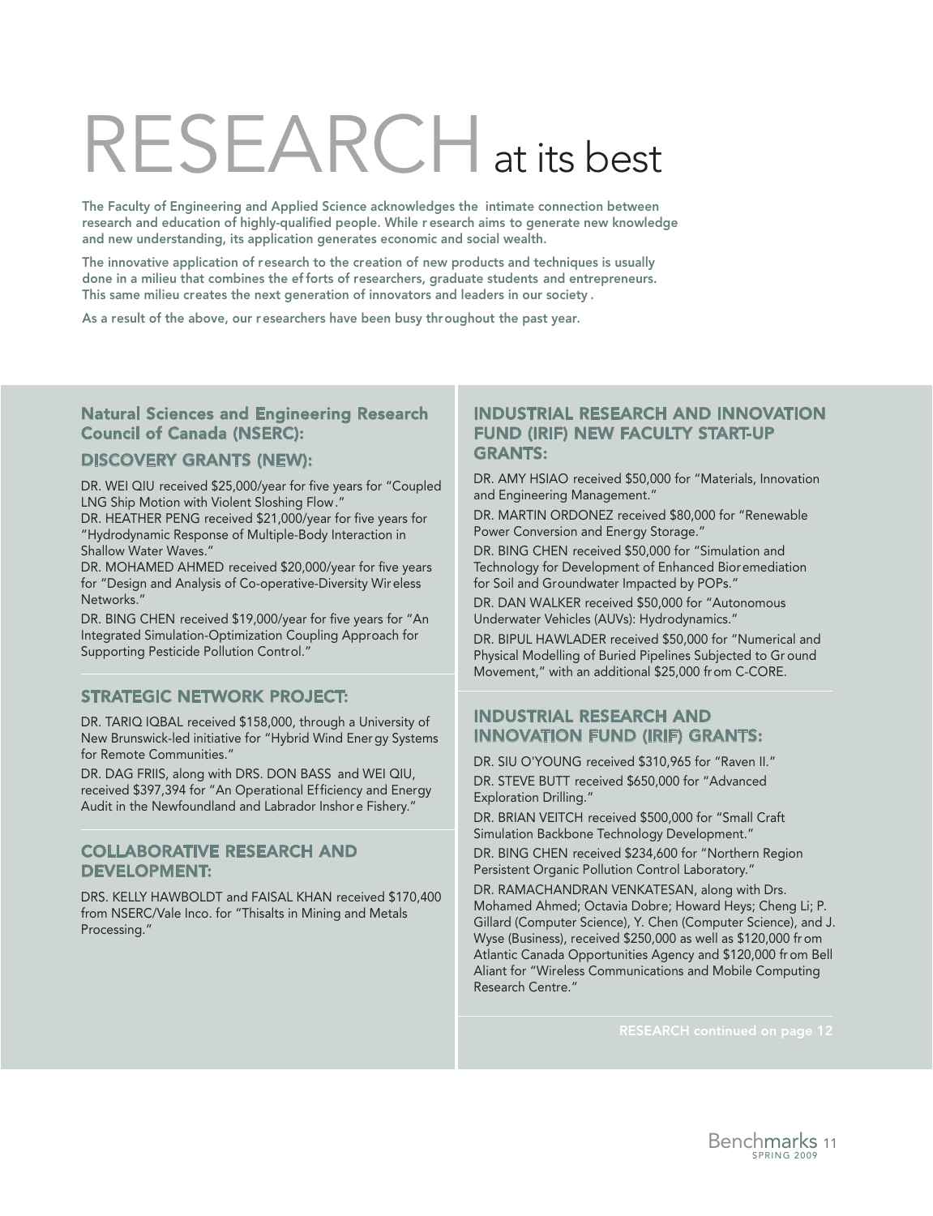# RESEARCH at its best

**The Faculty of Engineering and Applied Science acknowledges the intimate connection between research and education of highly-qualified people. While research aims to generate new knowledge and new understanding, its application generates economic and social wealth.**

**The innovative application of research to the creation of new products and techniques is usually done in a milieu that combines the efforts of researchers, graduate students and entrepreneurs. This same milieu creates the next generation of innovators and leaders in our society.**

**As a result of the above, our researchers have been busy throughout the past year.**

## Natural Sciences and Engineering Research Council of Canada (NSERC):

### DISCOVERY GRANTS (NEW):

DR. WEI QIU received $25,000/year for five years for "Coupled LNG Ship Motion with Violent Sloshing Flow."

DR. HEATHER PENG received $21,000/year for five years for "Hydrodynamic Response of Multiple-Body Interaction in Shallow Water Waves."

DR. MOHAMED AHMED received $20,000/year for five years for "Design and Analysis of Co-operative-Diversity Wireless Networks."

DR. BING CHEN received $19,000/year for five years for "An Integrated Simulation-Optimization Coupling Approach for Supporting Pesticide Pollution Control."

### STRATEGIC NETWORK PROJECT:

DR. TARIQ IQBAL received $158,000, through a University of New Brunswick-led initiative for "Hybrid Wind Energy Systems for Remote Communities."

DR. DAG FRIIS, along with DRS. DON BASS and WEI QIU, received $397,394 for "An Operational Efficiency and Energy Audit in the Newfoundland and Labrador Inshore Fishery."

### COLLABORATIVE RESEARCH AND DEVELOPMENT:

DRS. KELLY HAWBOLDT and FAISAL KHAN received $170,400 from NSERC/Vale Inco. for "Thisalts in Mining and Metals Processing."

## INDUSTRIAL RESEARCH AND INNOVATION FUND (IRIF) NEW FACULTY START-UP GRANTS:

DR. AMY HSIAO received $50,000 for "Materials, Innovation and Engineering Management."

DR. MARTIN ORDONEZ received $80,000 for "Renewable Power Conversion and Energy Storage."

DR. BING CHEN received $50,000 for "Simulation and Technology for Development of Enhanced Bioremediation for Soil and Groundwater Impacted by POPs."

DR. DAN WALKER received $50,000 for "Autonomous Underwater Vehicles (AUVs): Hydrodynamics."

DR. BIPUL HAWLADER received $50,000 for "Numerical and Physical Modelling of Buried Pipelines Subjected to Ground Movement," with an additional $25,000 from C-CORE.

## INDUSTRIAL RESEARCH AND INNOVATION FUND (IRIF) GRANTS:

DR. SIU O'YOUNG received $310,965 for "Raven II."

DR. STEVE BUTT received $650,000 for "Advanced Exploration Drilling."

DR. BRIAN VEITCH received $500,000 for "Small Craft Simulation Backbone Technology Development."

DR. BING CHEN received $234,600 for "Northern Region Persistent Organic Pollution Control Laboratory."

DR. RAMACHANDRAN VENKATESAN, along with Drs. Mohamed Ahmed; Octavia Dobre; Howard Heys; Cheng Li; P. Gillard (Computer Science), Y. Chen (Computer Science), and J. Wyse (Business), received $250,000 as well as $120,000 from Atlantic Canada Opportunities Agency and $120,000 from Bell Aliant for "Wireless Communications and Mobile Computing Research Centre."

RESEARCH continued on page 12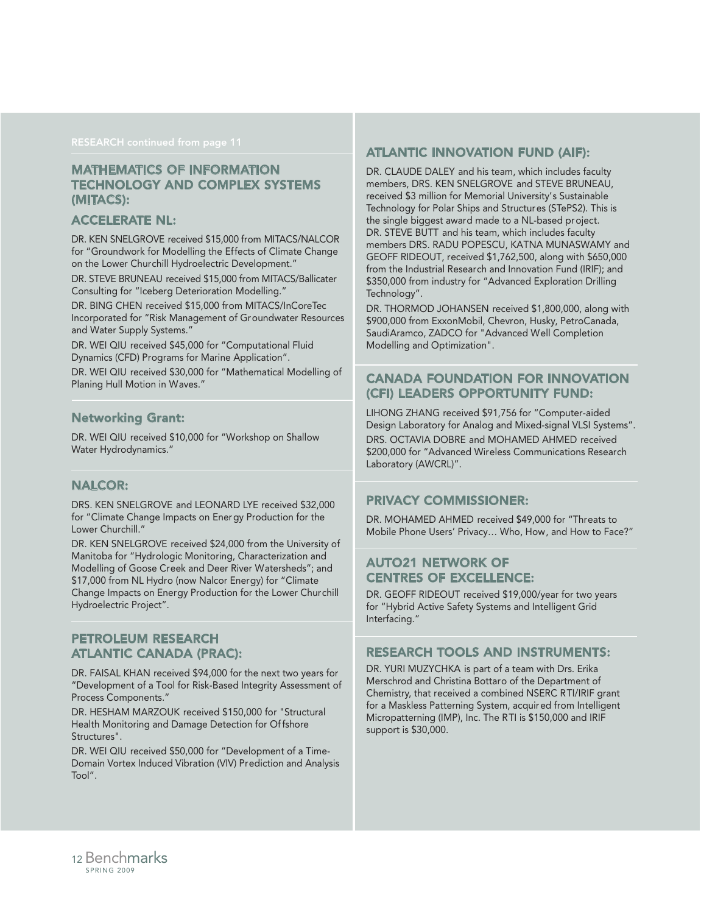RESEARCH continued from page 11

## MATHEMATICS OF INFORMATION TECHNOLOGY AND COMPLEX SYSTEMS (MITACS):

### ACCELERATE NL:

DR. KEN SNELGROVE received $15,000 from MITACS/NALCOR for "Groundwork for Modelling the Effects of Climate Change on the Lower Churchill Hydroelectric Development."

DR. STEVE BRUNEAU received $15,000 from MITACS/Ballicater Consulting for "Iceberg Deterioration Modelling."

DR. BING CHEN received $15,000 from MITACS/InCoreTec Incorporated for "Risk Management of Groundwater Resources and Water Supply Systems."

DR. WEI QIU received $45,000 for "Computational Fluid Dynamics (CFD) Programs for Marine Application".

DR. WEI QIU received $30,000 for "Mathematical Modelling of Planing Hull Motion in Waves."

### Networking Grant:

DR. WEI QIU received $10,000 for "Workshop on Shallow Water Hydrodynamics."

## NALCOR:

DRS. KEN SNELGROVE and LEONARD LYE received $32,000 for "Climate Change Impacts on Energy Production for the Lower Churchill."

DR. KEN SNELGROVE received $24,000 from the University of Manitoba for "Hydrologic Monitoring, Characterization and Modelling of Goose Creek and Deer River Watersheds"; and $17,000 from NL Hydro (now Nalcor Energy) for "Climate Change Impacts on Energy Production for the Lower Churchill Hydroelectric Project".

## PETROLEUM RESEARCH ATLANTIC CANADA (PRAC):

DR. FAISAL KHAN received $94,000 for the next two years for "Development of a Tool for Risk-Based Integrity Assessment of Process Components."

DR. HESHAM MARZOUK received $150,000 for "Structural Health Monitoring and Damage Detection for Offshore Structures".

DR. WEI QIU received $50,000 for "Development of a Time-Domain Vortex Induced Vibration (VIV) Prediction and Analysis Tool".

## ATLANTIC INNOVATION FUND (AIF):

DR. CLAUDE DALEY and his team, which includes faculty members, DRS. KEN SNELGROVE and STEVE BRUNEAU, received $3 million for Memorial University's Sustainable Technology for Polar Ships and Structures (STePS2). This is the single biggest award made to a NL-based project.

DR. STEVE BUTT and his team, which includes faculty members DRS. RADU POPESCU, KATNA MUNASWAMY and GEOFF RIDEOUT, received $1,762,500, along with $650,000 from the Industrial Research and Innovation Fund (IRIF); and $350,000 from industry for "Advanced Exploration Drilling Technology".

DR. THORMOD JOHANSEN received $1,800,000, along with $900,000 from ExxonMobil, Chevron, Husky, PetroCanada, SaudiAramco, ZADCO for "Advanced Well Completion Modelling and Optimization".

## CANADA FOUNDATION FOR INNOVATION (CFI) LEADERS OPPORTUNITY FUND:

LIHONG ZHANG received $91,756 for "Computer-aided Design Laboratory for Analog and Mixed-signal VLSI Systems".

DRS. OCTAVIA DOBRE and MOHAMED AHMED received $200,000 for "Advanced Wireless Communications Research Laboratory (AWCRL)".

## PRIVACY COMMISSIONER:

DR. MOHAMED AHMED received $49,000 for "Threats to Mobile Phone Users' Privacy… Who, How, and How to Face?"

## AUTO21 NETWORK OF CENTRES OF EXCELLENCE:

DR. GEOFF RIDEOUT received $19,000/year for two years for "Hybrid Active Safety Systems and Intelligent Grid Interfacing."

## RESEARCH TOOLS AND INSTRUMENTS:

DR. YURI MUZYCHKA is part of a team with Drs. Erika Merschrod and Christina Bottaro of the Department of Chemistry, that received a combined NSERC RTI/IRIF grant for a Maskless Patterning System, acquired from Intelligent Micropatterning (IMP), Inc. The RTI is $150,000 and IRIF support is $30,000.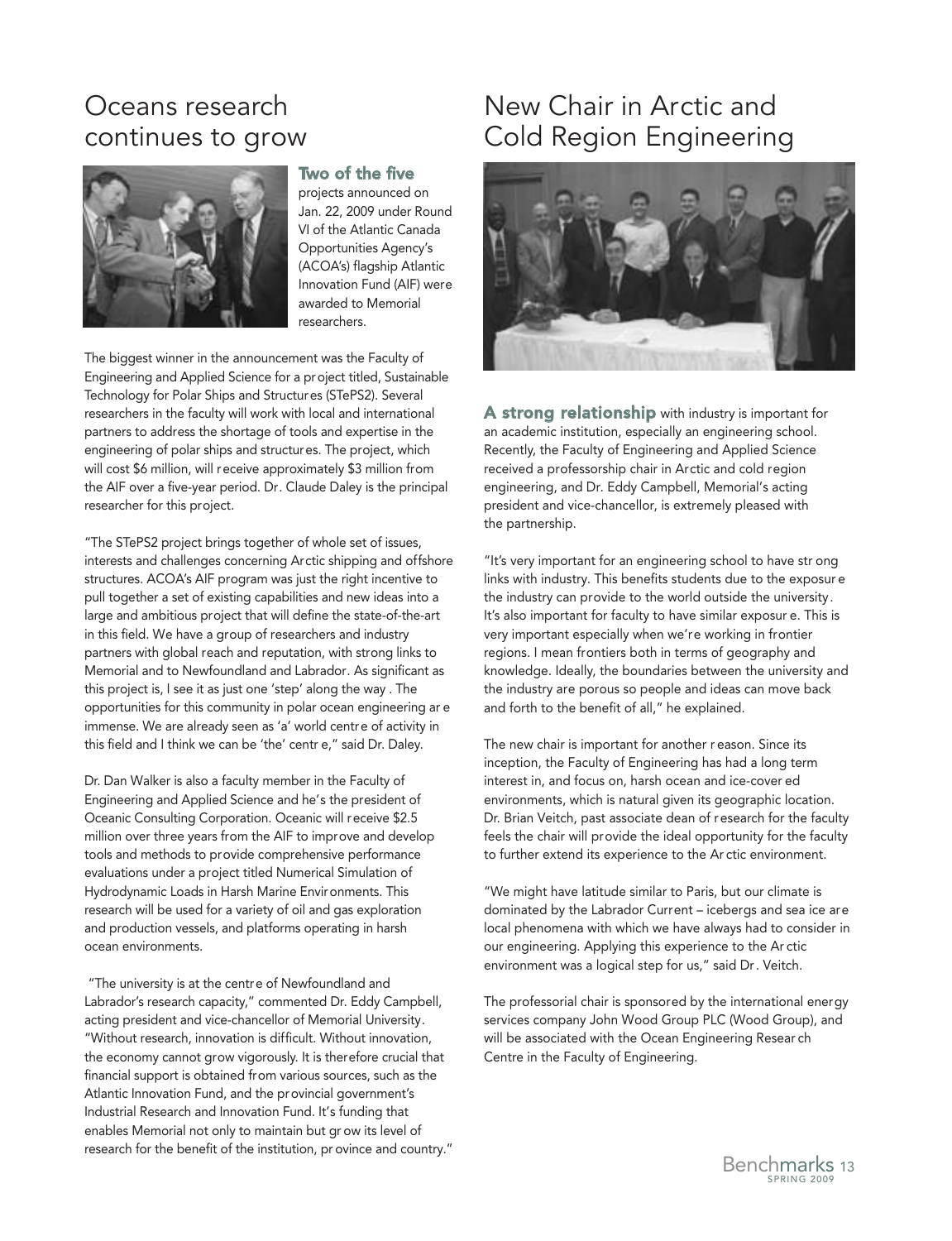# Oceans research continues to grow

**Two of the five** projects announced on Jan. 22, 2009 under Round VI of the Atlantic Canada Opportunities Agency's (ACOA's) flagship Atlantic Innovation Fund (AIF) were awarded to Memorial researchers.

The biggest winner in the announcement was the Faculty of Engineering and Applied Science for a project titled, Sustainable Technology for Polar Ships and Structures (STePS2). Several researchers in the faculty will work with local and international partners to address the shortage of tools and expertise in the engineering of polar ships and structures. The project, which will cost $6 million, will receive approximately $3 million from the AIF over a five-year period. Dr. Claude Daley is the principal researcher for this project.

"The STePS2 project brings together of whole set of issues, interests and challenges concerning Arctic shipping and offshore structures. ACOA's AIF program was just the right incentive to pull together a set of existing capabilities and new ideas into a large and ambitious project that will define the state-of-the-art in this field. We have a group of researchers and industry partners with global reach and reputation, with strong links to Memorial and to Newfoundland and Labrador. As significant as this project is, I see it as just one 'step' along the way . The opportunities for this community in polar ocean engineering are immense. We are already seen as 'a' world centre of activity in this field and I think we can be 'the' centre," said Dr. Daley.

Dr. Dan Walker is also a faculty member in the Faculty of Engineering and Applied Science and he's the president of Oceanic Consulting Corporation. Oceanic will receive $2.5 million over three years from the AIF to improve and develop tools and methods to provide comprehensive performance evaluations under a project titled Numerical Simulation of Hydrodynamic Loads in Harsh Marine Environments. This research will be used for a variety of oil and gas exploration and production vessels, and platforms operating in harsh ocean environments.

"The university is at the centre of Newfoundland and Labrador's research capacity," commented Dr. Eddy Campbell, acting president and vice-chancellor of Memorial University. "Without research, innovation is difficult. Without innovation, the economy cannot grow vigorously. It is therefore crucial that financial support is obtained from various sources, such as the Atlantic Innovation Fund, and the provincial government's Industrial Research and Innovation Fund. It's funding that enables Memorial not only to maintain but grow its level of research for the benefit of the institution, province and country."

# New Chair in Arctic and Cold Region Engineering

**A strong relationship** with industry is important for an academic institution, especially an engineering school. Recently, the Faculty of Engineering and Applied Science received a professorship chair in Arctic and cold region engineering, and Dr. Eddy Campbell, Memorial's acting president and vice-chancellor, is extremely pleased with the partnership.

"It's very important for an engineering school to have strong links with industry. This benefits students due to the exposure the industry can provide to the world outside the university. It's also important for faculty to have similar exposure. This is very important especially when we're working in frontier regions. I mean frontiers both in terms of geography and knowledge. Ideally, the boundaries between the university and the industry are porous so people and ideas can move back and forth to the benefit of all," he explained.

The new chair is important for another reason. Since its inception, the Faculty of Engineering has had a long term interest in, and focus on, harsh ocean and ice-covered environments, which is natural given its geographic location. Dr. Brian Veitch, past associate dean of research for the faculty feels the chair will provide the ideal opportunity for the faculty to further extend its experience to the Arctic environment.

"We might have latitude similar to Paris, but our climate is dominated by the Labrador Current – icebergs and sea ice are local phenomena with which we have always had to consider in our engineering. Applying this experience to the Arctic environment was a logical step for us," said Dr. Veitch.

The professorial chair is sponsored by the international energy services company John Wood Group PLC (Wood Group), and will be associated with the Ocean Engineering Research Centre in the Faculty of Engineering.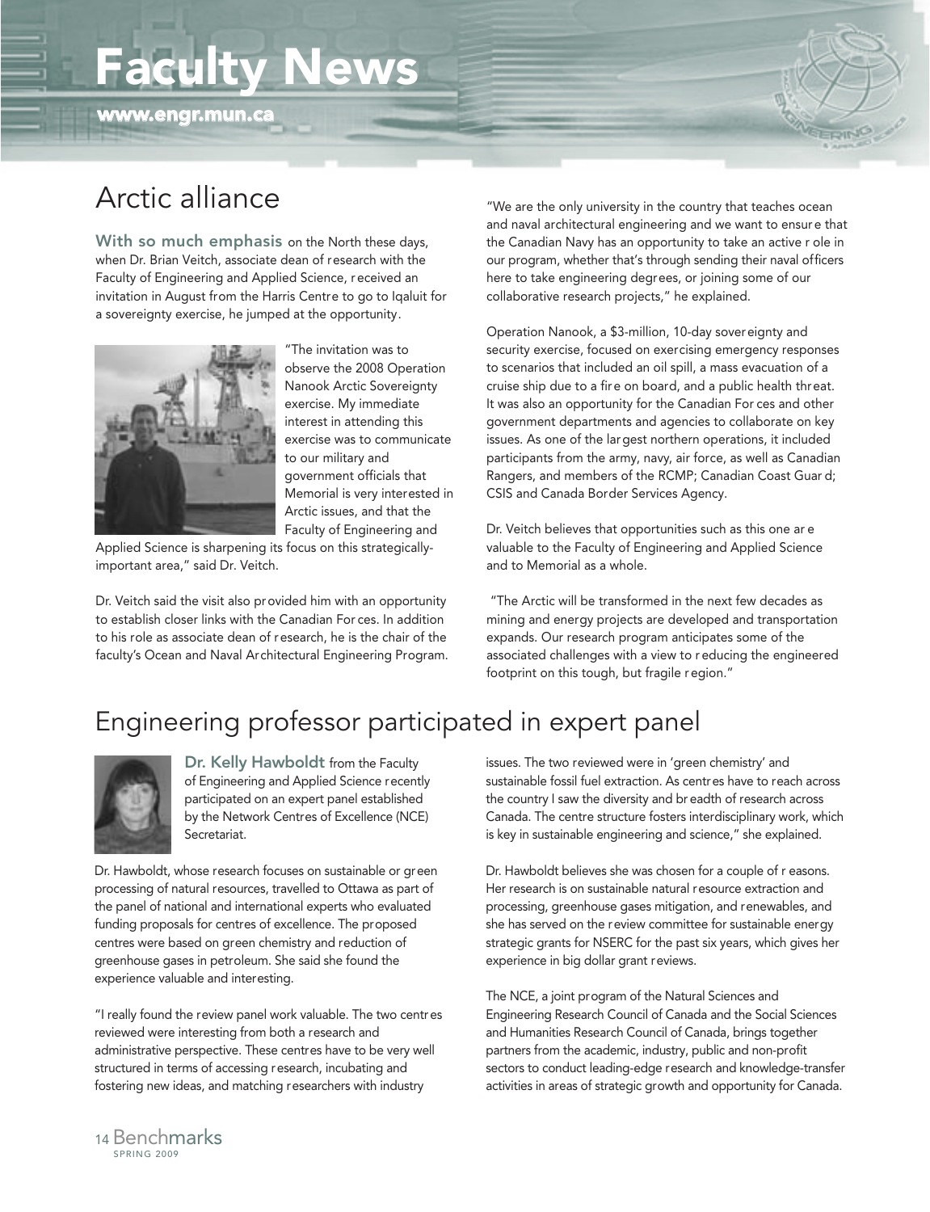# Faculty News

www.engr.mun.ca

## Arctic alliance

**With so much emphasis** on the North these days, when Dr. Brian Veitch, associate dean of research with the Faculty of Engineering and Applied Science, received an invitation in August from the Harris Centre to go to Iqaluit for a sovereignty exercise, he jumped at the opportunity.

"The invitation was to observe the 2008 Operation Nanook Arctic Sovereignty exercise. My immediate interest in attending this exercise was to communicate to our military and government officials that Memorial is very interested in Arctic issues, and that the Faculty of Engineering and Applied Science is sharpening its focus on this strategically-important area," said Dr. Veitch.

Dr. Veitch said the visit also provided him with an opportunity to establish closer links with the Canadian Forces. In addition to his role as associate dean of research, he is the chair of the faculty's Ocean and Naval Architectural Engineering Program.

"We are the only university in the country that teaches ocean and naval architectural engineering and we want to ensure that the Canadian Navy has an opportunity to take an active role in our program, whether that's through sending their naval officers here to take engineering degrees, or joining some of our collaborative research projects," he explained.

Operation Nanook, a $3-million, 10-day sovereignty and security exercise, focused on exercising emergency responses to scenarios that included an oil spill, a mass evacuation of a cruise ship due to a fire on board, and a public health threat. It was also an opportunity for the Canadian Forces and other government departments and agencies to collaborate on key issues. As one of the largest northern operations, it included participants from the army, navy, air force, as well as Canadian Rangers, and members of the RCMP; Canadian Coast Guard; CSIS and Canada Border Services Agency.

Dr. Veitch believes that opportunities such as this one are valuable to the Faculty of Engineering and Applied Science and to Memorial as a whole.

"The Arctic will be transformed in the next few decades as mining and energy projects are developed and transportation expands. Our research program anticipates some of the associated challenges with a view to reducing the engineered footprint on this tough, but fragile region."

## Engineering professor participated in expert panel

**Dr. Kelly Hawboldt** from the Faculty of Engineering and Applied Science recently participated on an expert panel established by the Network Centres of Excellence (NCE) Secretariat.

Dr. Hawboldt, whose research focuses on sustainable or green processing of natural resources, travelled to Ottawa as part of the panel of national and international experts who evaluated funding proposals for centres of excellence. The proposed centres were based on green chemistry and reduction of greenhouse gases in petroleum. She said she found the experience valuable and interesting.

"I really found the review panel work valuable. The two centres reviewed were interesting from both a research and administrative perspective. These centres have to be very well structured in terms of accessing research, incubating and fostering new ideas, and matching researchers with industry issues. The two reviewed were in 'green chemistry' and sustainable fossil fuel extraction. As centres have to reach across the country I saw the diversity and breadth of research across Canada. The centre structure fosters interdisciplinary work, which is key in sustainable engineering and science," she explained.

Dr. Hawboldt believes she was chosen for a couple of reasons. Her research is on sustainable natural resource extraction and processing, greenhouse gases mitigation, and renewables, and she has served on the review committee for sustainable energy strategic grants for NSERC for the past six years, which gives her experience in big dollar grant reviews.

The NCE, a joint program of the Natural Sciences and Engineering Research Council of Canada and the Social Sciences and Humanities Research Council of Canada, brings together partners from the academic, industry, public and non-profit sectors to conduct leading-edge research and knowledge-transfer activities in areas of strategic growth and opportunity for Canada.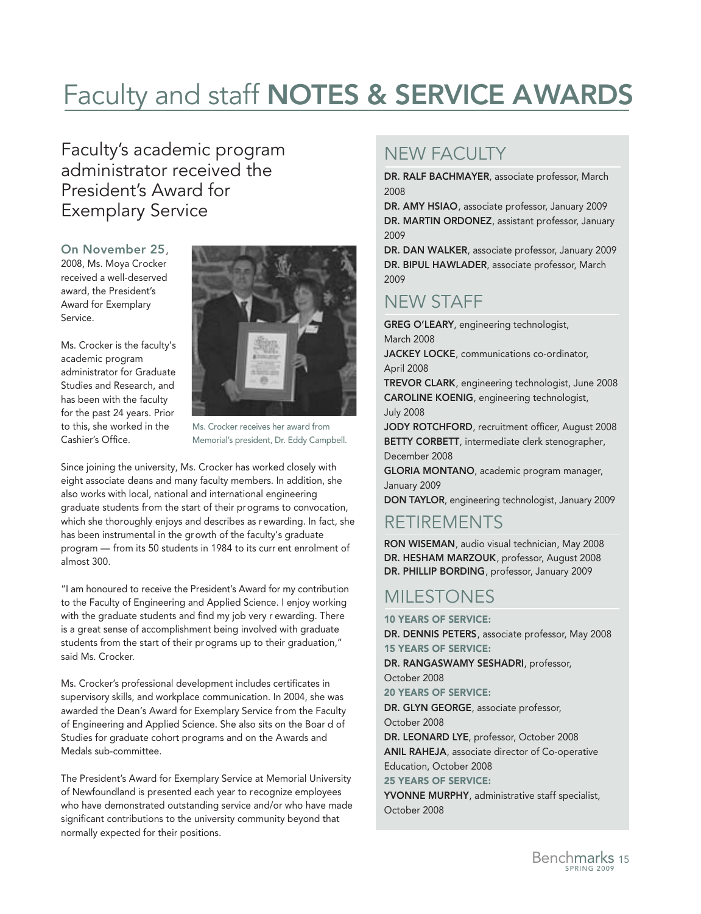# Faculty and staff NOTES & SERVICE AWARDS

## Faculty's academic program administrator received the President's Award for Exemplary Service

**On November 25**, 2008, Ms. Moya Crocker received a well-deserved award, the President's Award for Exemplary Service.

Ms. Crocker is the faculty's academic program administrator for Graduate Studies and Research, and has been with the faculty for the past 24 years. Prior to this, she worked in the Cashier's Office.

Ms. Crocker receives her award from Memorial's president, Dr. Eddy Campbell.

Since joining the university, Ms. Crocker has worked closely with eight associate deans and many faculty members. In addition, she also works with local, national and international engineering graduate students from the start of their programs to convocation, which she thoroughly enjoys and describes as rewarding. In fact, she has been instrumental in the growth of the faculty's graduate program — from its 50 students in 1984 to its current enrolment of almost 300.

"I am honoured to receive the President's Award for my contribution to the Faculty of Engineering and Applied Science. I enjoy working with the graduate students and find my job very rewarding. There is a great sense of accomplishment being involved with graduate students from the start of their programs up to their graduation," said Ms. Crocker.

Ms. Crocker's professional development includes certificates in supervisory skills, and workplace communication. In 2004, she was awarded the Dean's Award for Exemplary Service from the Faculty of Engineering and Applied Science. She also sits on the Board of Studies for graduate cohort programs and on the Awards and Medals sub-committee.

The President's Award for Exemplary Service at Memorial University of Newfoundland is presented each year to recognize employees who have demonstrated outstanding service and/or who have made significant contributions to the university community beyond that normally expected for their positions.

## NEW FACULTY

**DR. RALF BACHMAYER**, associate professor, March 2008
**DR. AMY HSIAO**, associate professor, January 2009
**DR. MARTIN ORDONEZ**, assistant professor, January 2009
**DR. DAN WALKER**, associate professor, January 2009
**DR. BIPUL HAWLADER**, associate professor, March 2009

## NEW STAFF

**GREG O'LEARY**, engineering technologist, March 2008
**JACKEY LOCKE**, communications co-ordinator, April 2008
**TREVOR CLARK**, engineering technologist, June 2008
**CAROLINE KOENIG**, engineering technologist, July 2008
**JODY ROTCHFORD**, recruitment officer, August 2008
**BETTY CORBETT**, intermediate clerk stenographer, December 2008
**GLORIA MONTANO**, academic program manager, January 2009
**DON TAYLOR**, engineering technologist, January 2009

## RETIREMENTS

**RON WISEMAN**, audio visual technician, May 2008
**DR. HESHAM MARZOUK**, professor, August 2008
**DR. PHILLIP BORDING**, professor, January 2009

## MILESTONES

**10 YEARS OF SERVICE:**
**DR. DENNIS PETERS**, associate professor, May 2008

**15 YEARS OF SERVICE:**
**DR. RANGASWAMY SESHADRI**, professor, October 2008

**20 YEARS OF SERVICE:**
**DR. GLYN GEORGE**, associate professor, October 2008
**DR. LEONARD LYE**, professor, October 2008
**ANIL RAHEJA**, associate director of Co-operative Education, October 2008

**25 YEARS OF SERVICE:**
**YVONNE MURPHY**, administrative staff specialist, October 2008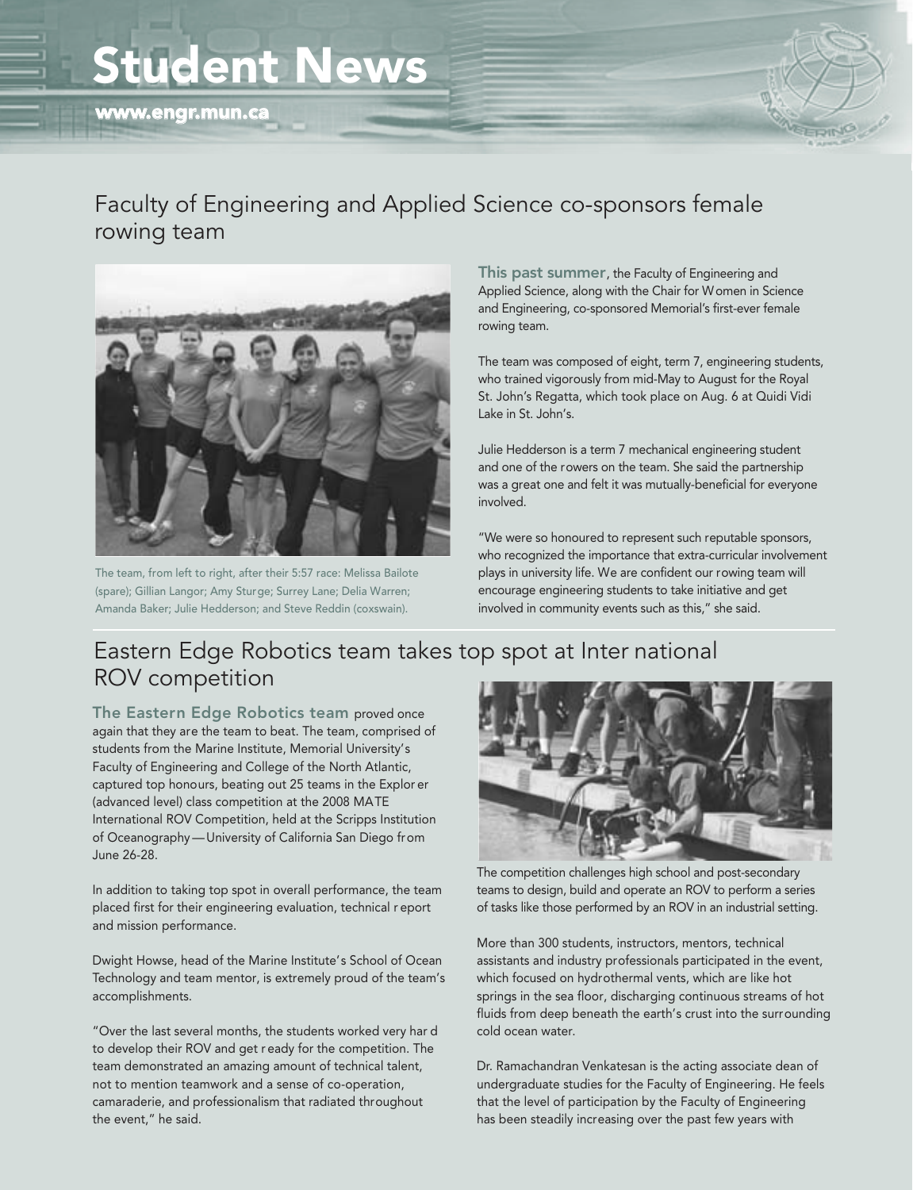# Student News

www.engr.mun.ca

## Faculty of Engineering and Applied Science co-sponsors female rowing team

The team, from left to right, after their 5:57 race: Melissa Bailote (spare); Gillian Langor; Amy Sturge; Surrey Lane; Delia Warren; Amanda Baker; Julie Hedderson; and Steve Reddin (coxswain).

**This past summer**, the Faculty of Engineering and Applied Science, along with the Chair for Women in Science and Engineering, co-sponsored Memorial's first-ever female rowing team.

The team was composed of eight, term 7, engineering students, who trained vigorously from mid-May to August for the Royal St. John's Regatta, which took place on Aug. 6 at Quidi Vidi Lake in St. John's.

Julie Hedderson is a term 7 mechanical engineering student and one of the rowers on the team. She said the partnership was a great one and felt it was mutually-beneficial for everyone involved.

"We were so honoured to represent such reputable sponsors, who recognized the importance that extra-curricular involvement plays in university life. We are confident our rowing team will encourage engineering students to take initiative and get involved in community events such as this," she said.

## Eastern Edge Robotics team takes top spot at International ROV competition

**The Eastern Edge Robotics team** proved once again that they are the team to beat. The team, comprised of students from the Marine Institute, Memorial University's Faculty of Engineering and College of the North Atlantic, captured top honours, beating out 25 teams in the Explorer (advanced level) class competition at the 2008 MATE International ROV Competition, held at the Scripps Institution of Oceanography — University of California San Diego from June 26-28.

In addition to taking top spot in overall performance, the team placed first for their engineering evaluation, technical report and mission performance.

Dwight Howse, head of the Marine Institute's School of Ocean Technology and team mentor, is extremely proud of the team's accomplishments.

"Over the last several months, the students worked very hard to develop their ROV and get ready for the competition. The team demonstrated an amazing amount of technical talent, not to mention teamwork and a sense of co-operation, camaraderie, and professionalism that radiated throughout the event," he said.

The competition challenges high school and post-secondary teams to design, build and operate an ROV to perform a series of tasks like those performed by an ROV in an industrial setting.

More than 300 students, instructors, mentors, technical assistants and industry professionals participated in the event, which focused on hydrothermal vents, which are like hot springs in the sea floor, discharging continuous streams of hot fluids from deep beneath the earth's crust into the surrounding cold ocean water.

Dr. Ramachandran Venkatesan is the acting associate dean of undergraduate studies for the Faculty of Engineering. He feels that the level of participation by the Faculty of Engineering has been steadily increasing over the past few years with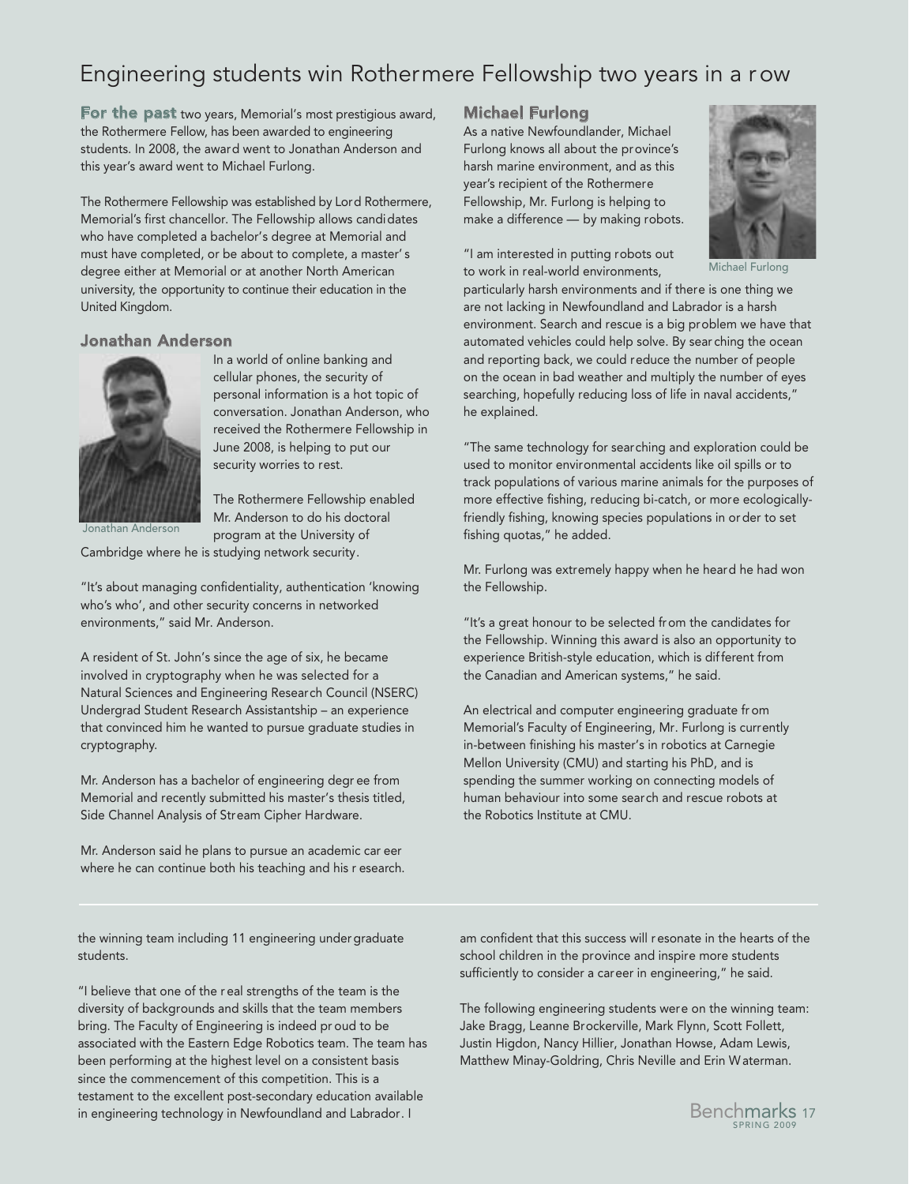# Engineering students win Rothermere Fellowship two years in a row

**For the past** two years, Memorial's most prestigious award, the Rothermere Fellow, has been awarded to engineering students. In 2008, the award went to Jonathan Anderson and this year's award went to Michael Furlong.

The Rothermere Fellowship was established by Lord Rothermere, Memorial's first chancellor. The Fellowship allows candidates who have completed a bachelor's degree at Memorial and must have completed, or be about to complete, a master's degree either at Memorial or at another North American university, the opportunity to continue their education in the United Kingdom.

## Jonathan Anderson

Jonathan Anderson

In a world of online banking and cellular phones, the security of personal information is a hot topic of conversation. Jonathan Anderson, who received the Rothermere Fellowship in June 2008, is helping to put our security worries to rest.

The Rothermere Fellowship enabled Mr. Anderson to do his doctoral program at the University of Cambridge where he is studying network security.

"It's about managing confidentiality, authentication 'knowing who's who', and other security concerns in networked environments," said Mr. Anderson.

A resident of St. John's since the age of six, he became involved in cryptography when he was selected for a Natural Sciences and Engineering Research Council (NSERC) Undergrad Student Research Assistantship – an experience that convinced him he wanted to pursue graduate studies in cryptography.

Mr. Anderson has a bachelor of engineering degree from Memorial and recently submitted his master's thesis titled, Side Channel Analysis of Stream Cipher Hardware.

Mr. Anderson said he plans to pursue an academic career where he can continue both his teaching and his research.

## Michael Furlong

As a native Newfoundlander, Michael Furlong knows all about the province's harsh marine environment, and as this year's recipient of the Rothermere Fellowship, Mr. Furlong is helping to make a difference — by making robots.

Michael Furlong

"I am interested in putting robots out to work in real-world environments, particularly harsh environments and if there is one thing we are not lacking in Newfoundland and Labrador is a harsh environment. Search and rescue is a big problem we have that automated vehicles could help solve. By searching the ocean and reporting back, we could reduce the number of people on the ocean in bad weather and multiply the number of eyes searching, hopefully reducing loss of life in naval accidents," he explained.

"The same technology for searching and exploration could be used to monitor environmental accidents like oil spills or to track populations of various marine animals for the purposes of more effective fishing, reducing bi-catch, or more ecologically-friendly fishing, knowing species populations in order to set fishing quotas," he added.

Mr. Furlong was extremely happy when he heard he had won the Fellowship.

"It's a great honour to be selected from the candidates for the Fellowship. Winning this award is also an opportunity to experience British-style education, which is different from the Canadian and American systems," he said.

An electrical and computer engineering graduate from Memorial's Faculty of Engineering, Mr. Furlong is currently in-between finishing his master's in robotics at Carnegie Mellon University (CMU) and starting his PhD, and is spending the summer working on connecting models of human behaviour into some search and rescue robots at the Robotics Institute at CMU.

---

the winning team including 11 engineering undergraduate students.

"I believe that one of the real strengths of the team is the diversity of backgrounds and skills that the team members bring. The Faculty of Engineering is indeed proud to be associated with the Eastern Edge Robotics team. The team has been performing at the highest level on a consistent basis since the commencement of this competition. This is a testament to the excellent post-secondary education available in engineering technology in Newfoundland and Labrador. I am confident that this success will resonate in the hearts of the school children in the province and inspire more students sufficiently to consider a career in engineering," he said.

The following engineering students were on the winning team: Jake Bragg, Leanne Brockerville, Mark Flynn, Scott Follett, Justin Higdon, Nancy Hillier, Jonathan Howse, Adam Lewis, Matthew Minay-Goldring, Chris Neville and Erin Waterman.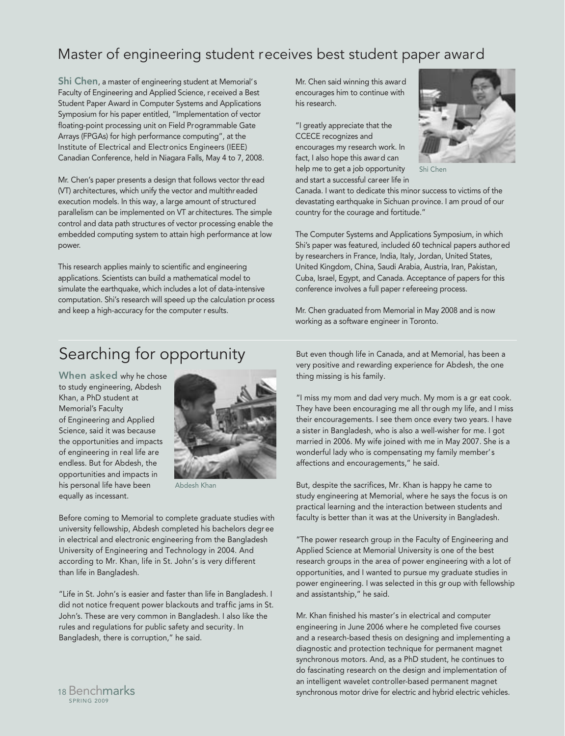## Master of engineering student receives best student paper award

**Shi Chen**, a master of engineering student at Memorial's Faculty of Engineering and Applied Science, received a Best Student Paper Award in Computer Systems and Applications Symposium for his paper entitled, "Implementation of vector floating-point processing unit on Field Programmable Gate Arrays (FPGAs) for high performance computing", at the Institute of Electrical and Electronics Engineers (IEEE) Canadian Conference, held in Niagara Falls, May 4 to 7, 2008.

Mr. Chen's paper presents a design that follows vector thread (VT) architectures, which unify the vector and multithreaded execution models. In this way, a large amount of structured parallelism can be implemented on VT architectures. The simple control and data path structures of vector processing enable the embedded computing system to attain high performance at low power.

This research applies mainly to scientific and engineering applications. Scientists can build a mathematical model to simulate the earthquake, which includes a lot of data-intensive computation. Shi's research will speed up the calculation process and keep a high-accuracy for the computer results.

Mr. Chen said winning this award encourages him to continue with his research.

Shi Chen

"I greatly appreciate that the CCECE recognizes and encourages my research work. In fact, I also hope this award can help me to get a job opportunity and start a successful career life in Canada. I want to dedicate this minor success to victims of the devastating earthquake in Sichuan province. I am proud of our country for the courage and fortitude."

The Computer Systems and Applications Symposium, in which Shi's paper was featured, included 60 technical papers authored by researchers in France, India, Italy, Jordan, United States, United Kingdom, China, Saudi Arabia, Austria, Iran, Pakistan, Cuba, Israel, Egypt, and Canada. Acceptance of papers for this conference involves a full paper refereeing process.

Mr. Chen graduated from Memorial in May 2008 and is now working as a software engineer in Toronto.

## Searching for opportunity

**When asked** why he chose to study engineering, Abdesh Khan, a PhD student at Memorial's Faculty of Engineering and Applied Science, said it was because the opportunities and impacts of engineering in real life are endless. But for Abdesh, the opportunities and impacts in his personal life have been equally as incessant.

Abdesh Khan

Before coming to Memorial to complete graduate studies with university fellowship, Abdesh completed his bachelors degree in electrical and electronic engineering from the Bangladesh University of Engineering and Technology in 2004. And according to Mr. Khan, life in St. John's is very different than life in Bangladesh.

"Life in St. John's is easier and faster than life in Bangladesh. I did not notice frequent power blackouts and traffic jams in St. John's. These are very common in Bangladesh. I also like the rules and regulations for public safety and security. In Bangladesh, there is corruption," he said.

But even though life in Canada, and at Memorial, has been a very positive and rewarding experience for Abdesh, the one thing missing is his family.

"I miss my mom and dad very much. My mom is a great cook. They have been encouraging me all through my life, and I miss their encouragements. I see them once every two years. I have a sister in Bangladesh, who is also a well-wisher for me. I got married in 2006. My wife joined with me in May 2007. She is a wonderful lady who is compensating my family member's affections and encouragements," he said.

But, despite the sacrifices, Mr. Khan is happy he came to study engineering at Memorial, where he says the focus is on practical learning and the interaction between students and faculty is better than it was at the University in Bangladesh.

"The power research group in the Faculty of Engineering and Applied Science at Memorial University is one of the best research groups in the area of power engineering with a lot of opportunities, and I wanted to pursue my graduate studies in power engineering. I was selected in this group with fellowship and assistantship," he said.

Mr. Khan finished his master's in electrical and computer engineering in June 2006 where he completed five courses and a research-based thesis on designing and implementing a diagnostic and protection technique for permanent magnet synchronous motors. And, as a PhD student, he continues to do fascinating research on the design and implementation of an intelligent wavelet controller-based permanent magnet synchronous motor drive for electric and hybrid electric vehicles.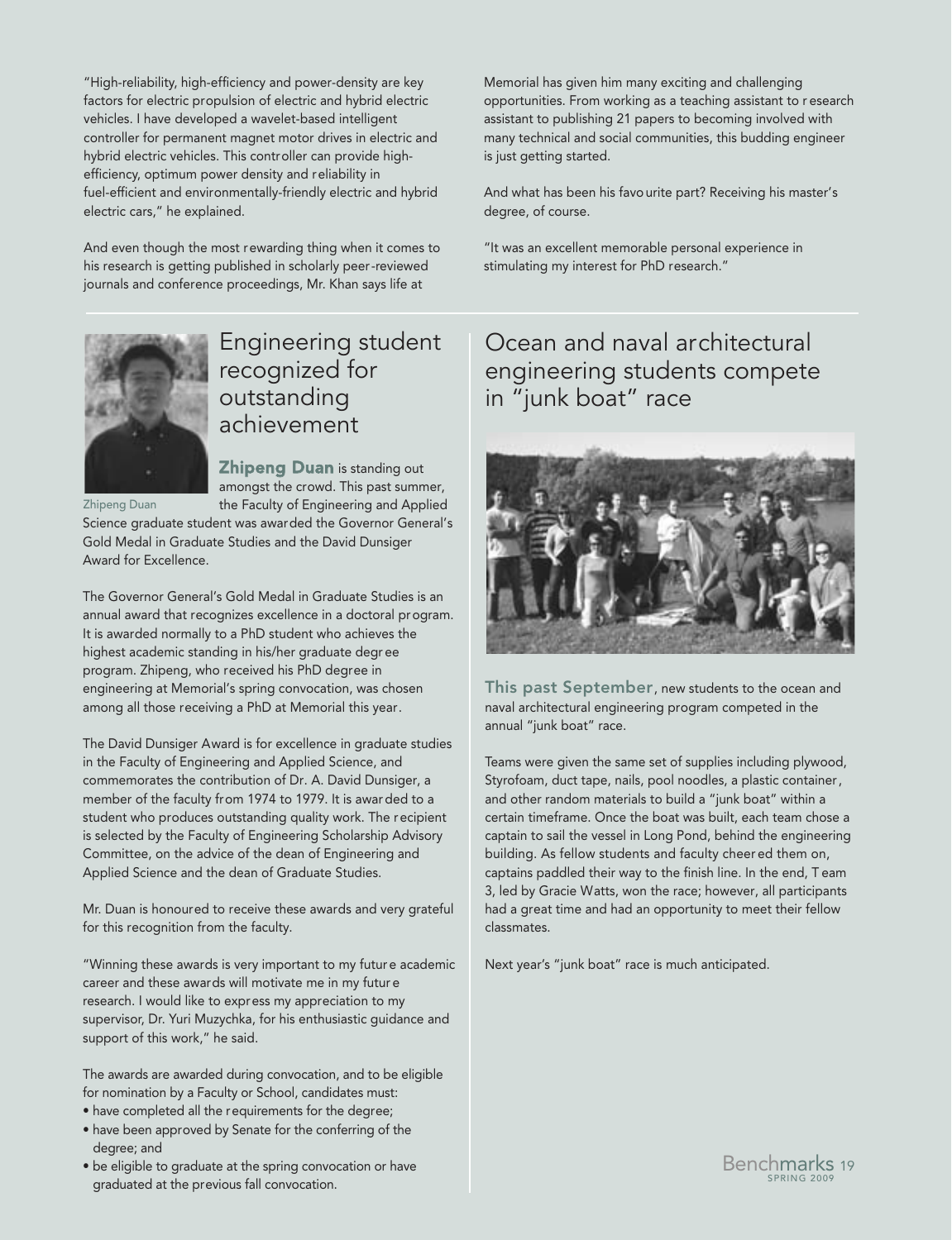"High-reliability, high-efficiency and power-density are key factors for electric propulsion of electric and hybrid electric vehicles. I have developed a wavelet-based intelligent controller for permanent magnet motor drives in electric and hybrid electric vehicles. This controller can provide high-efficiency, optimum power density and reliability in fuel-efficient and environmentally-friendly electric and hybrid electric cars," he explained.

And even though the most rewarding thing when it comes to his research is getting published in scholarly peer-reviewed journals and conference proceedings, Mr. Khan says life at Memorial has given him many exciting and challenging opportunities. From working as a teaching assistant to research assistant to publishing 21 papers to becoming involved with many technical and social communities, this budding engineer is just getting started.

And what has been his favourite part? Receiving his master's degree, of course.

"It was an excellent memorable personal experience in stimulating my interest for PhD research."

## Engineering student recognized for outstanding achievement

Zhipeng Duan

**Zhipeng Duan** is standing out amongst the crowd. This past summer, the Faculty of Engineering and Applied Science graduate student was awarded the Governor General's Gold Medal in Graduate Studies and the David Dunsiger Award for Excellence.

The Governor General's Gold Medal in Graduate Studies is an annual award that recognizes excellence in a doctoral program. It is awarded normally to a PhD student who achieves the highest academic standing in his/her graduate degree program. Zhipeng, who received his PhD degree in engineering at Memorial's spring convocation, was chosen among all those receiving a PhD at Memorial this year.

The David Dunsiger Award is for excellence in graduate studies in the Faculty of Engineering and Applied Science, and commemorates the contribution of Dr. A. David Dunsiger, a member of the faculty from 1974 to 1979. It is awarded to a student who produces outstanding quality work. The recipient is selected by the Faculty of Engineering Scholarship Advisory Committee, on the advice of the dean of Engineering and Applied Science and the dean of Graduate Studies.

Mr. Duan is honoured to receive these awards and very grateful for this recognition from the faculty.

"Winning these awards is very important to my future academic career and these awards will motivate me in my future research. I would like to express my appreciation to my supervisor, Dr. Yuri Muzychka, for his enthusiastic guidance and support of this work," he said.

The awards are awarded during convocation, and to be eligible for nomination by a Faculty or School, candidates must:

- have completed all the requirements for the degree;
- have been approved by Senate for the conferring of the degree; and
- be eligible to graduate at the spring convocation or have graduated at the previous fall convocation.

## Ocean and naval architectural engineering students compete in "junk boat" race

**This past September**, new students to the ocean and naval architectural engineering program competed in the annual "junk boat" race.

Teams were given the same set of supplies including plywood, Styrofoam, duct tape, nails, pool noodles, a plastic container, and other random materials to build a "junk boat" within a certain timeframe. Once the boat was built, each team chose a captain to sail the vessel in Long Pond, behind the engineering building. As fellow students and faculty cheered them on, captains paddled their way to the finish line. In the end, Team 3, led by Gracie Watts, won the race; however, all participants had a great time and had an opportunity to meet their fellow classmates.

Next year's "junk boat" race is much anticipated.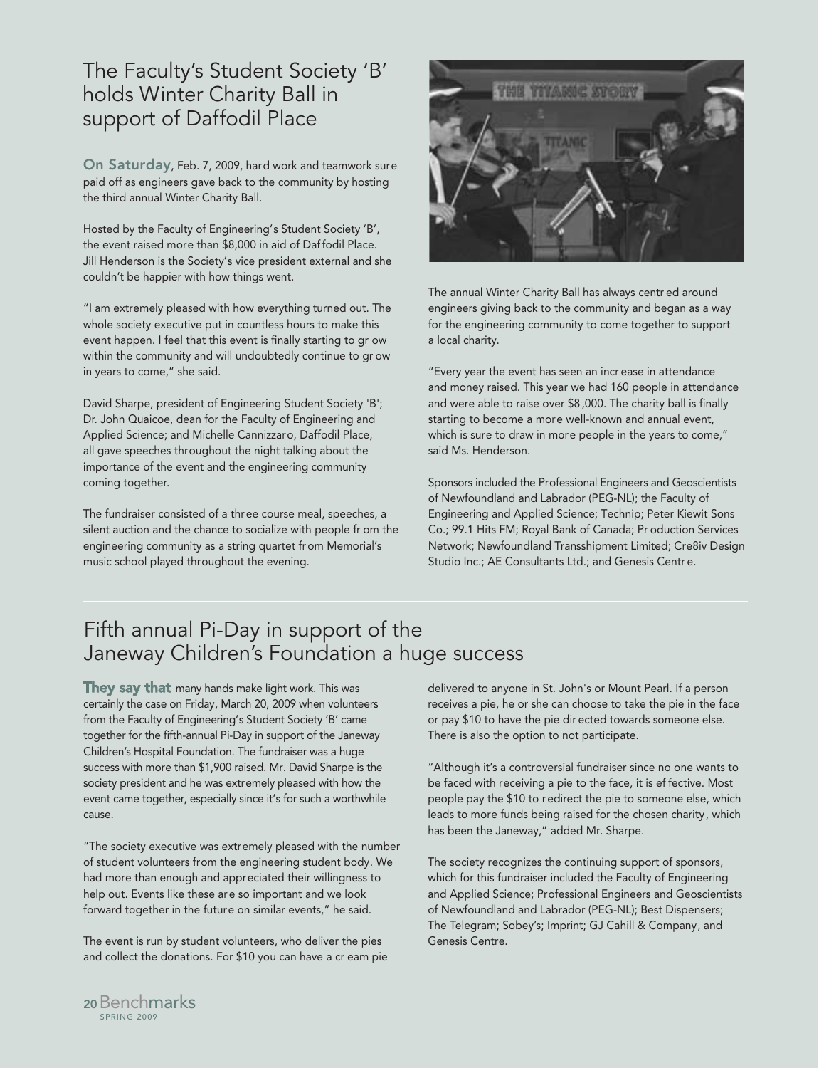## The Faculty's Student Society 'B' holds Winter Charity Ball in support of Daffodil Place

**On Saturday**, Feb. 7, 2009, hard work and teamwork sure paid off as engineers gave back to the community by hosting the third annual Winter Charity Ball.

Hosted by the Faculty of Engineering's Student Society 'B', the event raised more than $8,000 in aid of Daffodil Place. Jill Henderson is the Society's vice president external and she couldn't be happier with how things went.

"I am extremely pleased with how everything turned out. The whole society executive put in countless hours to make this event happen. I feel that this event is finally starting to grow within the community and will undoubtedly continue to grow in years to come," she said.

David Sharpe, president of Engineering Student Society 'B'; Dr. John Quaicoe, dean for the Faculty of Engineering and Applied Science; and Michelle Cannizzaro, Daffodil Place, all gave speeches throughout the night talking about the importance of the event and the engineering community coming together.

The fundraiser consisted of a three course meal, speeches, a silent auction and the chance to socialize with people from the engineering community as a string quartet from Memorial's music school played throughout the evening.

The annual Winter Charity Ball has always centred around engineers giving back to the community and began as a way for the engineering community to come together to support a local charity.

"Every year the event has seen an increase in attendance and money raised. This year we had 160 people in attendance and were able to raise over $8,000. The charity ball is finally starting to become a more well-known and annual event, which is sure to draw in more people in the years to come," said Ms. Henderson.

Sponsors included the Professional Engineers and Geoscientists of Newfoundland and Labrador (PEG-NL); the Faculty of Engineering and Applied Science; Technip; Peter Kiewit Sons Co.; 99.1 Hits FM; Royal Bank of Canada; Production Services Network; Newfoundland Transshipment Limited; Cre8iv Design Studio Inc.; AE Consultants Ltd.; and Genesis Centre.

---

## Fifth annual Pi-Day in support of the Janeway Children's Foundation a huge success

**They say that** many hands make light work. This was certainly the case on Friday, March 20, 2009 when volunteers from the Faculty of Engineering's Student Society 'B' came together for the fifth-annual Pi-Day in support of the Janeway Children's Hospital Foundation. The fundraiser was a huge success with more than $1,900 raised. Mr. David Sharpe is the society president and he was extremely pleased with how the event came together, especially since it's for such a worthwhile cause.

"The society executive was extremely pleased with the number of student volunteers from the engineering student body. We had more than enough and appreciated their willingness to help out. Events like these are so important and we look forward together in the future on similar events," he said.

The event is run by student volunteers, who deliver the pies and collect the donations. For $10 you can have a cream pie delivered to anyone in St. John's or Mount Pearl. If a person receives a pie, he or she can choose to take the pie in the face or pay $10 to have the pie directed towards someone else. There is also the option to not participate.

"Although it's a controversial fundraiser since no one wants to be faced with receiving a pie to the face, it is effective. Most people pay the $10 to redirect the pie to someone else, which leads to more funds being raised for the chosen charity, which has been the Janeway," added Mr. Sharpe.

The society recognizes the continuing support of sponsors, which for this fundraiser included the Faculty of Engineering and Applied Science; Professional Engineers and Geoscientists of Newfoundland and Labrador (PEG-NL); Best Dispensers; The Telegram; Sobey's; Imprint; GJ Cahill & Company, and Genesis Centre.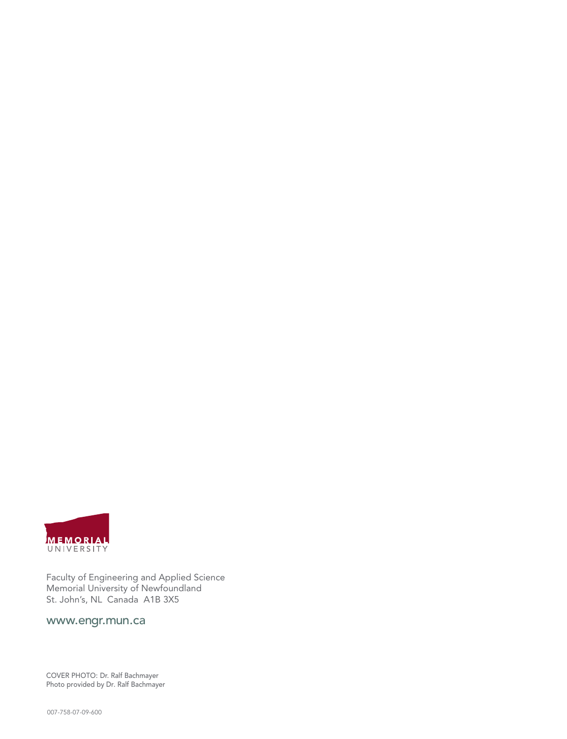MEMORIAL
UNIVERSITY

Faculty of Engineering and Applied Science
Memorial University of Newfoundland
St. John's, NL Canada A1B 3X5

www.engr.mun.ca

COVER PHOTO: Dr. Ralf Bachmayer
Photo provided by Dr. Ralf Bachmayer

007-758-07-09-600